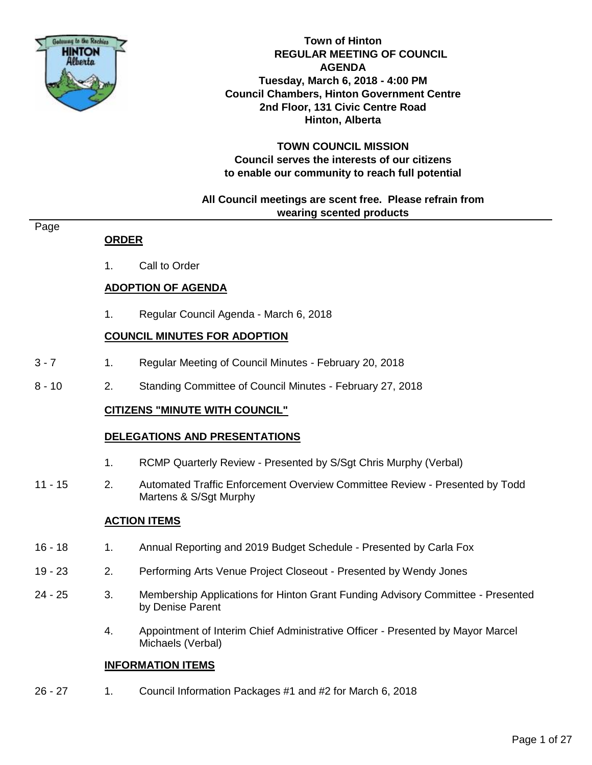# Town of Hinton
## REGULAR MEETING OF COUNCIL
## AGENDA

**Tuesday, March 6, 2018 - 4:00 PM**
**Council Chambers, Hinton Government Centre**
**2nd Floor, 131 Civic Centre Road**
**Hinton, Alberta**

**TOWN COUNCIL MISSION**
**Council serves the interests of our citizens to enable our community to reach full potential**

**All Council meetings are scent free. Please refrain from wearing scented products**

| Page | | |
|---|---|---|
| | **ORDER** | |
| | 1. | Call to Order |
| | **ADOPTION OF AGENDA** | |
| | 1. | Regular Council Agenda - March 6, 2018 |
| | **COUNCIL MINUTES FOR ADOPTION** | |
| 3 - 7 | 1. | Regular Meeting of Council Minutes - February 20, 2018 |
| 8 - 10 | 2. | Standing Committee of Council Minutes - February 27, 2018 |
| | **CITIZENS "MINUTE WITH COUNCIL"** | |
| | **DELEGATIONS AND PRESENTATIONS** | |
| | 1. | RCMP Quarterly Review - Presented by S/Sgt Chris Murphy (Verbal) |
| 11 - 15 | 2. | Automated Traffic Enforcement Overview Committee Review - Presented by Todd Martens & S/Sgt Murphy |
| | **ACTION ITEMS** | |
| 16 - 18 | 1. | Annual Reporting and 2019 Budget Schedule - Presented by Carla Fox |
| 19 - 23 | 2. | Performing Arts Venue Project Closeout - Presented by Wendy Jones |
| 24 - 25 | 3. | Membership Applications for Hinton Grant Funding Advisory Committee - Presented by Denise Parent |
| | 4. | Appointment of Interim Chief Administrative Officer - Presented by Mayor Marcel Michaels (Verbal) |
| | **INFORMATION ITEMS** | |
| 26 - 27 | 1. | Council Information Packages #1 and #2 for March 6, 2018 |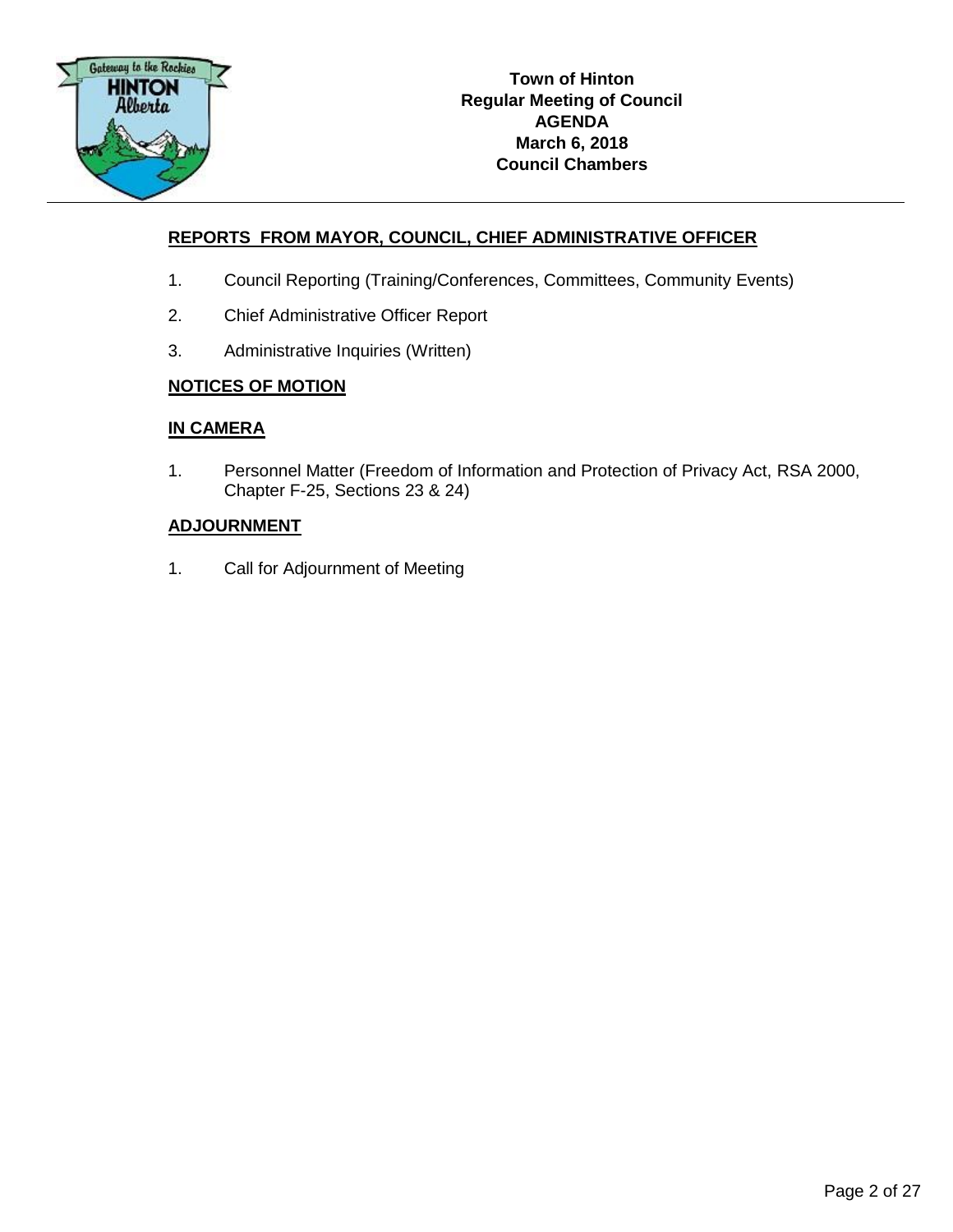**Town of Hinton**
**Regular Meeting of Council**
**AGENDA**
**March 6, 2018**
**Council Chambers**

## REPORTS FROM MAYOR, COUNCIL, CHIEF ADMINISTRATIVE OFFICER

1. Council Reporting (Training/Conferences, Committees, Community Events)
2. Chief Administrative Officer Report
3. Administrative Inquiries (Written)

## NOTICES OF MOTION

## IN CAMERA

1. Personnel Matter (Freedom of Information and Protection of Privacy Act, RSA 2000, Chapter F-25, Sections 23 & 24)

## ADJOURNMENT

1. Call for Adjournment of Meeting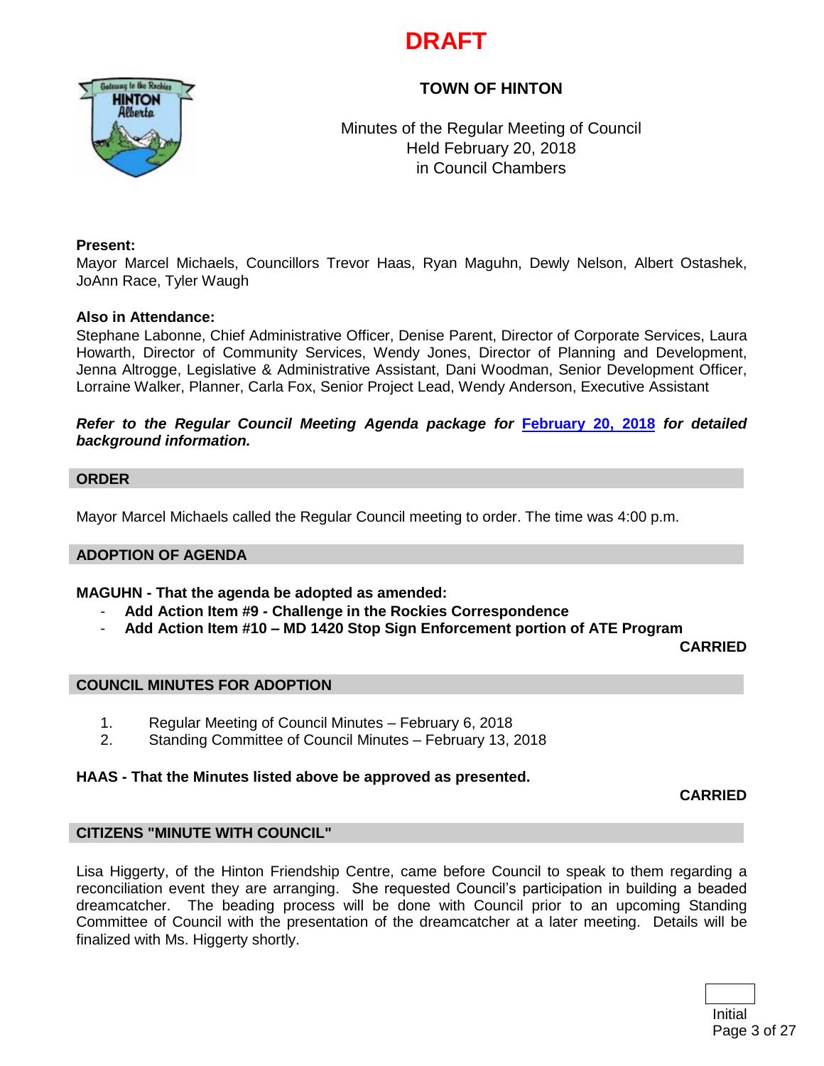# DRAFT

## TOWN OF HINTON

Minutes of the Regular Meeting of Council
Held February 20, 2018
in Council Chambers

**Present:**
Mayor Marcel Michaels, Councillors Trevor Haas, Ryan Maguhn, Dewly Nelson, Albert Ostashek, JoAnn Race, Tyler Waugh

**Also in Attendance:**
Stephane Labonne, Chief Administrative Officer, Denise Parent, Director of Corporate Services, Laura Howarth, Director of Community Services, Wendy Jones, Director of Planning and Development, Jenna Altrogge, Legislative & Administrative Assistant, Dani Woodman, Senior Development Officer, Lorraine Walker, Planner, Carla Fox, Senior Project Lead, Wendy Anderson, Executive Assistant

***Refer to the Regular Council Meeting Agenda package for February 20, 2018 for detailed background information.***

### ORDER

Mayor Marcel Michaels called the Regular Council meeting to order. The time was 4:00 p.m.

### ADOPTION OF AGENDA

**MAGUHN - That the agenda be adopted as amended:**

- **Add Action Item #9 - Challenge in the Rockies Correspondence**
- **Add Action Item #10 – MD 1420 Stop Sign Enforcement portion of ATE Program**

**CARRIED**

### COUNCIL MINUTES FOR ADOPTION

1. Regular Meeting of Council Minutes – February 6, 2018
2. Standing Committee of Council Minutes – February 13, 2018

**HAAS - That the Minutes listed above be approved as presented.**

**CARRIED**

### CITIZENS "MINUTE WITH COUNCIL"

Lisa Higgerty, of the Hinton Friendship Centre, came before Council to speak to them regarding a reconciliation event they are arranging. She requested Council's participation in building a beaded dreamcatcher. The beading process will be done with Council prior to an upcoming Standing Committee of Council with the presentation of the dreamcatcher at a later meeting. Details will be finalized with Ms. Higgerty shortly.

Initial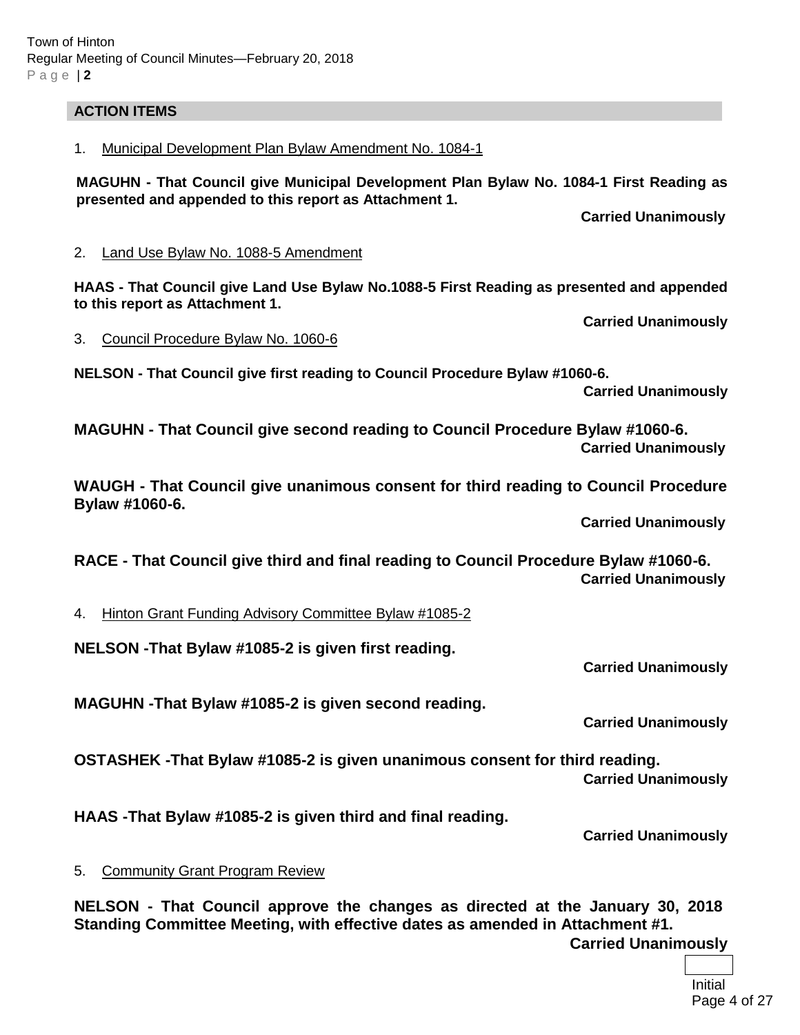## ACTION ITEMS

1. Municipal Development Plan Bylaw Amendment No. 1084-1

**MAGUHN - That Council give Municipal Development Plan Bylaw No. 1084-1 First Reading as presented and appended to this report as Attachment 1.**

**Carried Unanimously**

2. Land Use Bylaw No. 1088-5 Amendment

**HAAS - That Council give Land Use Bylaw No.1088-5 First Reading as presented and appended to this report as Attachment 1.**

**Carried Unanimously**

3. Council Procedure Bylaw No. 1060-6

**NELSON - That Council give first reading to Council Procedure Bylaw #1060-6.**

**Carried Unanimously**

**MAGUHN - That Council give second reading to Council Procedure Bylaw #1060-6.**

**Carried Unanimously**

**WAUGH - That Council give unanimous consent for third reading to Council Procedure Bylaw #1060-6.**

**Carried Unanimously**

**RACE - That Council give third and final reading to Council Procedure Bylaw #1060-6.**

**Carried Unanimously**

4. Hinton Grant Funding Advisory Committee Bylaw #1085-2

**NELSON -That Bylaw #1085-2 is given first reading.**

**Carried Unanimously**

**MAGUHN -That Bylaw #1085-2 is given second reading.**

**Carried Unanimously**

**OSTASHEK -That Bylaw #1085-2 is given unanimous consent for third reading.**

**Carried Unanimously**

**HAAS -That Bylaw #1085-2 is given third and final reading.**

**Carried Unanimously**

5. Community Grant Program Review

**NELSON - That Council approve the changes as directed at the January 30, 2018 Standing Committee Meeting, with effective dates as amended in Attachment #1.**

**Carried Unanimously**

Initial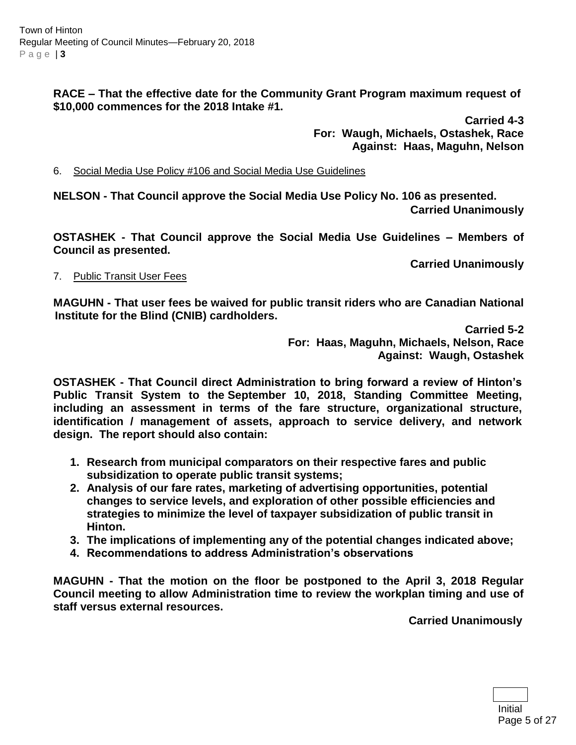**RACE – That the effective date for the Community Grant Program maximum request of $10,000 commences for the 2018 Intake #1.**

**Carried 4-3**
**For: Waugh, Michaels, Ostashek, Race**
**Against: Haas, Maguhn, Nelson**

6. Social Media Use Policy #106 and Social Media Use Guidelines

**NELSON - That Council approve the Social Media Use Policy No. 106 as presented.**

**Carried Unanimously**

**OSTASHEK - That Council approve the Social Media Use Guidelines – Members of Council as presented.**

**Carried Unanimously**

7. Public Transit User Fees

**MAGUHN - That user fees be waived for public transit riders who are Canadian National Institute for the Blind (CNIB) cardholders.**

**Carried 5-2**
**For: Haas, Maguhn, Michaels, Nelson, Race**
**Against: Waugh, Ostashek**

**OSTASHEK - That Council direct Administration to bring forward a review of Hinton's Public Transit System to the September 10, 2018, Standing Committee Meeting, including an assessment in terms of the fare structure, organizational structure, identification / management of assets, approach to service delivery, and network design. The report should also contain:**

1. **Research from municipal comparators on their respective fares and public subsidization to operate public transit systems;**
2. **Analysis of our fare rates, marketing of advertising opportunities, potential changes to service levels, and exploration of other possible efficiencies and strategies to minimize the level of taxpayer subsidization of public transit in Hinton.**
3. **The implications of implementing any of the potential changes indicated above;**
4. **Recommendations to address Administration's observations**

**MAGUHN - That the motion on the floor be postponed to the April 3, 2018 Regular Council meeting to allow Administration time to review the workplan timing and use of staff versus external resources.**

**Carried Unanimously**

Initial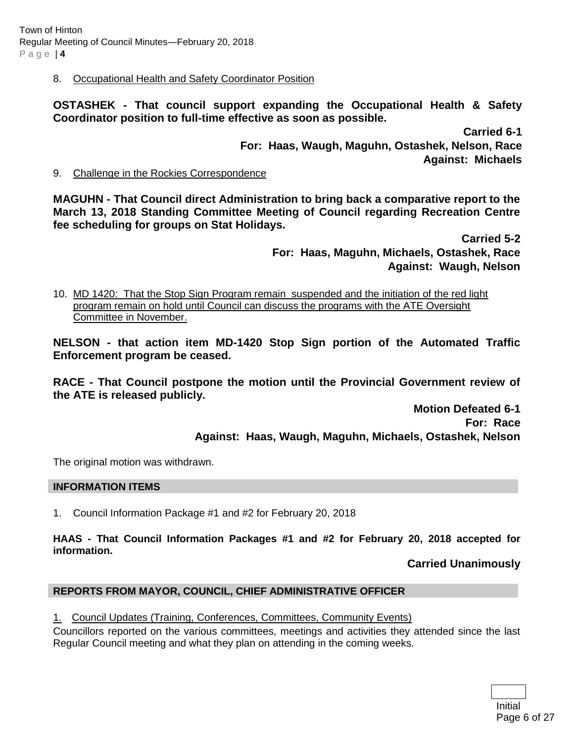8. Occupational Health and Safety Coordinator Position

**OSTASHEK - That council support expanding the Occupational Health & Safety Coordinator position to full-time effective as soon as possible.**

**Carried 6-1**
**For: Haas, Waugh, Maguhn, Ostashek, Nelson, Race**
**Against: Michaels**

9. Challenge in the Rockies Correspondence

**MAGUHN - That Council direct Administration to bring back a comparative report to the March 13, 2018 Standing Committee Meeting of Council regarding Recreation Centre fee scheduling for groups on Stat Holidays.**

**Carried 5-2**
**For: Haas, Maguhn, Michaels, Ostashek, Race**
**Against: Waugh, Nelson**

10. MD 1420: That the Stop Sign Program remain suspended and the initiation of the red light program remain on hold until Council can discuss the programs with the ATE Oversight Committee in November.

**NELSON - that action item MD-1420 Stop Sign portion of the Automated Traffic Enforcement program be ceased.**

**RACE - That Council postpone the motion until the Provincial Government review of the ATE is released publicly.**

**Motion Defeated 6-1**
**For: Race**
**Against: Haas, Waugh, Maguhn, Michaels, Ostashek, Nelson**

The original motion was withdrawn.

## INFORMATION ITEMS

1. Council Information Package #1 and #2 for February 20, 2018

**HAAS - That Council Information Packages #1 and #2 for February 20, 2018 accepted for information.**

**Carried Unanimously**

## REPORTS FROM MAYOR, COUNCIL, CHIEF ADMINISTRATIVE OFFICER

1. Council Updates (Training, Conferences, Committees, Community Events)

Councillors reported on the various committees, meetings and activities they attended since the last Regular Council meeting and what they plan on attending in the coming weeks.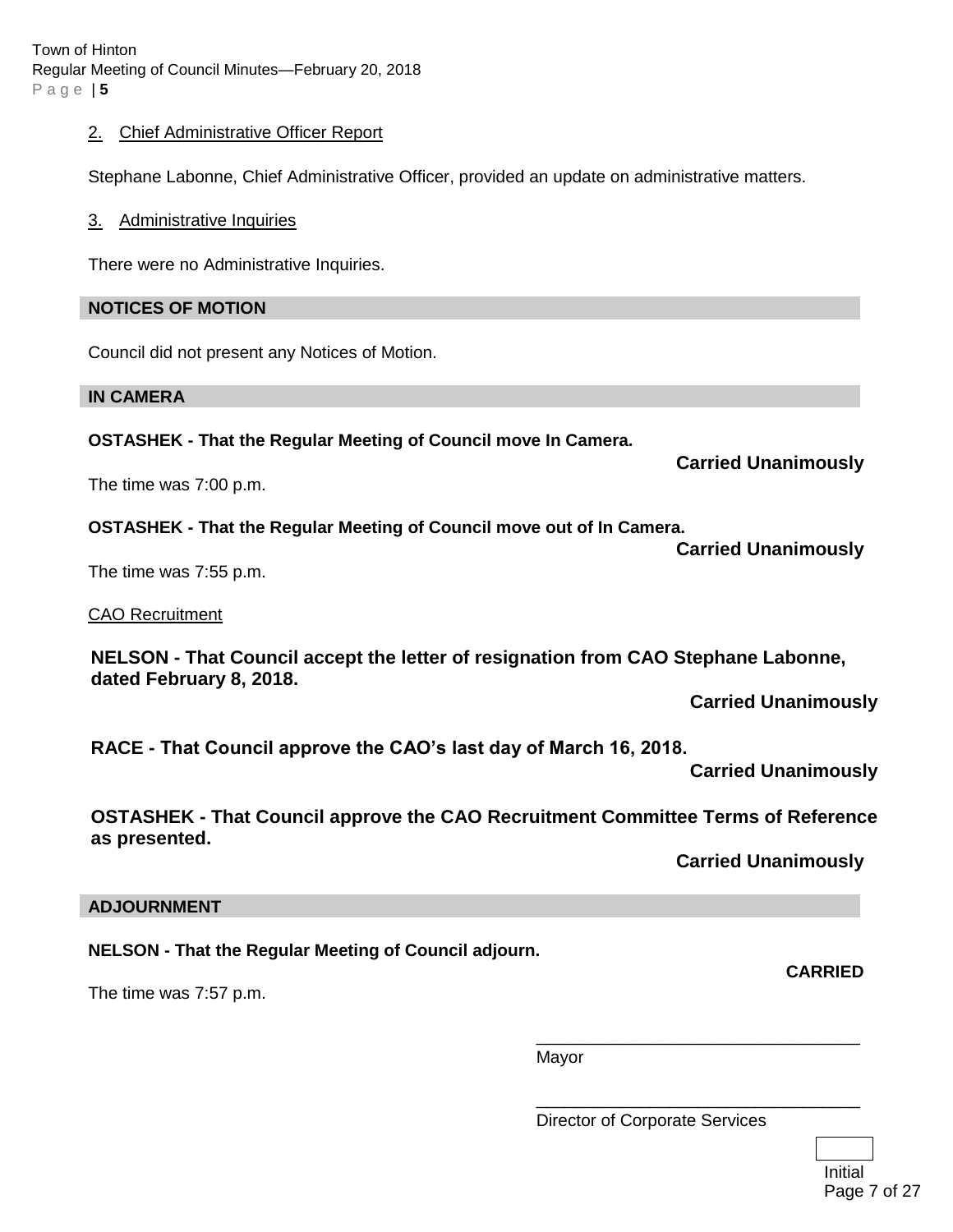2. Chief Administrative Officer Report

Stephane Labonne, Chief Administrative Officer, provided an update on administrative matters.

3. Administrative Inquiries

There were no Administrative Inquiries.

## NOTICES OF MOTION

Council did not present any Notices of Motion.

## IN CAMERA

**OSTASHEK - That the Regular Meeting of Council move In Camera.**

**Carried Unanimously**

The time was 7:00 p.m.

**OSTASHEK - That the Regular Meeting of Council move out of In Camera.**

**Carried Unanimously**

The time was 7:55 p.m.

CAO Recruitment

**NELSON - That Council accept the letter of resignation from CAO Stephane Labonne, dated February 8, 2018.**

**Carried Unanimously**

**RACE - That Council approve the CAO's last day of March 16, 2018.**

**Carried Unanimously**

**OSTASHEK - That Council approve the CAO Recruitment Committee Terms of Reference as presented.**

**Carried Unanimously**

## ADJOURNMENT

**NELSON - That the Regular Meeting of Council adjourn.**

**CARRIED**

The time was 7:57 p.m.

\_\_\_\_\_\_\_\_\_\_\_\_\_\_\_\_\_\_\_\_\_\_\_\_\_\_\_\_\_\_\_\_\_\_
Mayor

\_\_\_\_\_\_\_\_\_\_\_\_\_\_\_\_\_\_\_\_\_\_\_\_\_\_\_\_\_\_\_\_\_\_
Director of Corporate Services

Initial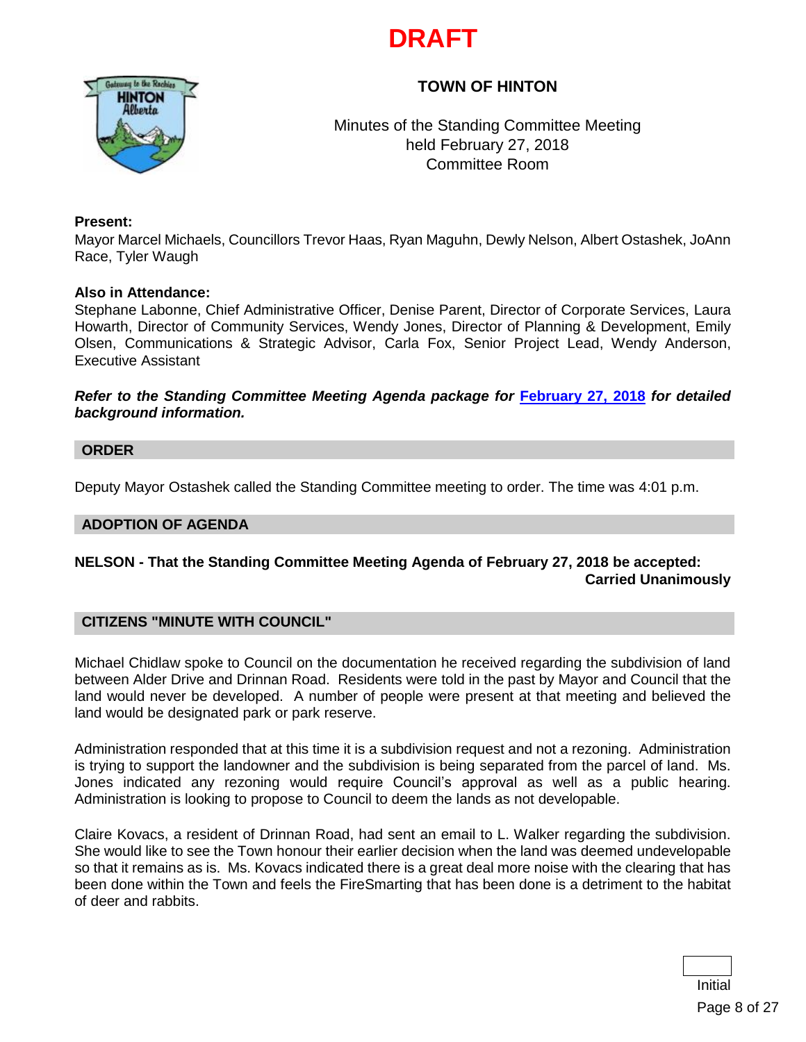# DRAFT

## TOWN OF HINTON

Minutes of the Standing Committee Meeting
held February 27, 2018
Committee Room

**Present:**
Mayor Marcel Michaels, Councillors Trevor Haas, Ryan Maguhn, Dewly Nelson, Albert Ostashek, JoAnn Race, Tyler Waugh

**Also in Attendance:**
Stephane Labonne, Chief Administrative Officer, Denise Parent, Director of Corporate Services, Laura Howarth, Director of Community Services, Wendy Jones, Director of Planning & Development, Emily Olsen, Communications & Strategic Advisor, Carla Fox, Senior Project Lead, Wendy Anderson, Executive Assistant

***Refer to the Standing Committee Meeting Agenda package for February 27, 2018 for detailed background information.***

### ORDER

Deputy Mayor Ostashek called the Standing Committee meeting to order. The time was 4:01 p.m.

### ADOPTION OF AGENDA

**NELSON - That the Standing Committee Meeting Agenda of February 27, 2018 be accepted:**
**Carried Unanimously**

### CITIZENS "MINUTE WITH COUNCIL"

Michael Chidlaw spoke to Council on the documentation he received regarding the subdivision of land between Alder Drive and Drinnan Road. Residents were told in the past by Mayor and Council that the land would never be developed. A number of people were present at that meeting and believed the land would be designated park or park reserve.

Administration responded that at this time it is a subdivision request and not a rezoning. Administration is trying to support the landowner and the subdivision is being separated from the parcel of land. Ms. Jones indicated any rezoning would require Council's approval as well as a public hearing. Administration is looking to propose to Council to deem the lands as not developable.

Claire Kovacs, a resident of Drinnan Road, had sent an email to L. Walker regarding the subdivision. She would like to see the Town honour their earlier decision when the land was deemed undevelopable so that it remains as is. Ms. Kovacs indicated there is a great deal more noise with the clearing that has been done within the Town and feels the FireSmarting that has been done is a detriment to the habitat of deer and rabbits.

Initial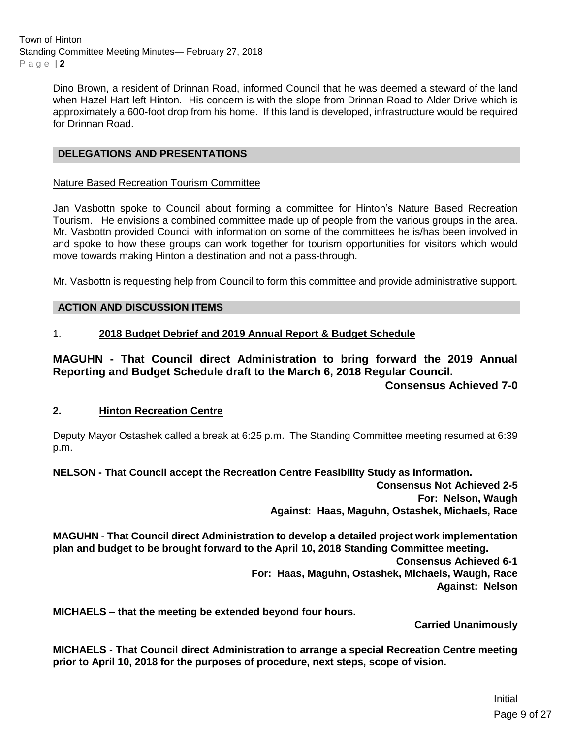Dino Brown, a resident of Drinnan Road, informed Council that he was deemed a steward of the land when Hazel Hart left Hinton. His concern is with the slope from Drinnan Road to Alder Drive which is approximately a 600-foot drop from his home. If this land is developed, infrastructure would be required for Drinnan Road.

## DELEGATIONS AND PRESENTATIONS

Nature Based Recreation Tourism Committee

Jan Vasbottn spoke to Council about forming a committee for Hinton's Nature Based Recreation Tourism. He envisions a combined committee made up of people from the various groups in the area. Mr. Vasbottn provided Council with information on some of the committees he is/has been involved in and spoke to how these groups can work together for tourism opportunities for visitors which would move towards making Hinton a destination and not a pass-through.

Mr. Vasbottn is requesting help from Council to form this committee and provide administrative support.

## ACTION AND DISCUSSION ITEMS

1. **2018 Budget Debrief and 2019 Annual Report & Budget Schedule**

**MAGUHN - That Council direct Administration to bring forward the 2019 Annual Reporting and Budget Schedule draft to the March 6, 2018 Regular Council.**

**Consensus Achieved 7-0**

**2. Hinton Recreation Centre**

Deputy Mayor Ostashek called a break at 6:25 p.m. The Standing Committee meeting resumed at 6:39 p.m.

**NELSON - That Council accept the Recreation Centre Feasibility Study as information.**

**Consensus Not Achieved 2-5**
**For: Nelson, Waugh**
**Against: Haas, Maguhn, Ostashek, Michaels, Race**

**MAGUHN - That Council direct Administration to develop a detailed project work implementation plan and budget to be brought forward to the April 10, 2018 Standing Committee meeting.**

**Consensus Achieved 6-1**
**For: Haas, Maguhn, Ostashek, Michaels, Waugh, Race**
**Against: Nelson**

**MICHAELS – that the meeting be extended beyond four hours.**

**Carried Unanimously**

**MICHAELS - That Council direct Administration to arrange a special Recreation Centre meeting prior to April 10, 2018 for the purposes of procedure, next steps, scope of vision.**

Initial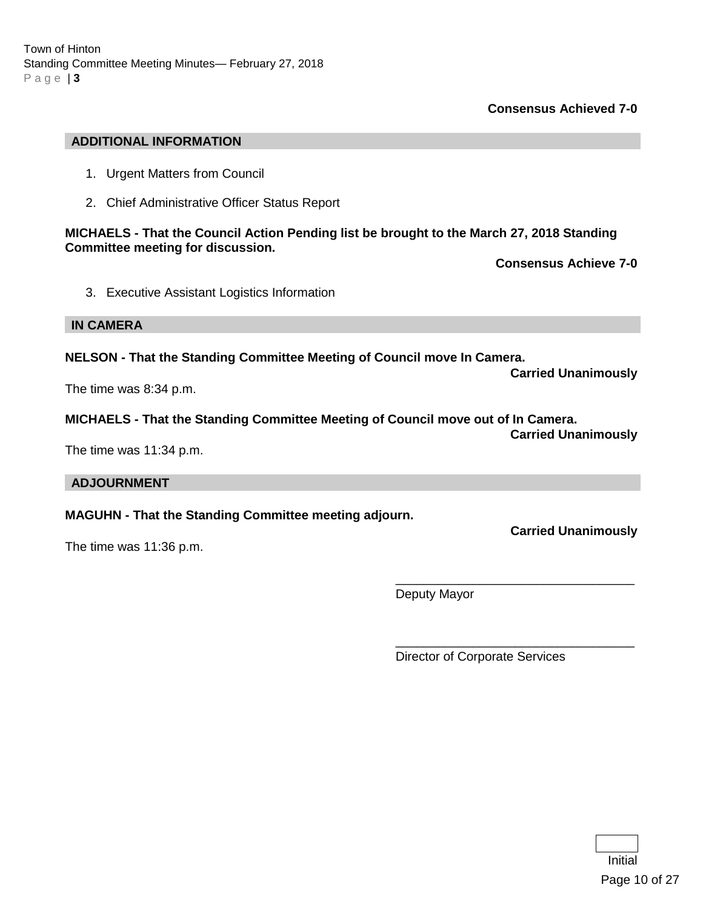**Consensus Achieved 7-0**

## ADDITIONAL INFORMATION

1. Urgent Matters from Council

2. Chief Administrative Officer Status Report

**MICHAELS - That the Council Action Pending list be brought to the March 27, 2018 Standing Committee meeting for discussion.**

**Consensus Achieve 7-0**

3. Executive Assistant Logistics Information

## IN CAMERA

**NELSON - That the Standing Committee Meeting of Council move In Camera.**

**Carried Unanimously**

The time was 8:34 p.m.

**MICHAELS - That the Standing Committee Meeting of Council move out of In Camera.**

**Carried Unanimously**

The time was 11:34 p.m.

## ADJOURNMENT

**MAGUHN - That the Standing Committee meeting adjourn.**

**Carried Unanimously**

The time was 11:36 p.m.

\_\_\_\_\_\_\_\_\_\_\_\_\_\_\_\_\_\_\_\_\_\_\_\_\_\_\_\_\_\_\_\_\_\_

Deputy Mayor

\_\_\_\_\_\_\_\_\_\_\_\_\_\_\_\_\_\_\_\_\_\_\_\_\_\_\_\_\_\_\_\_\_\_

Director of Corporate Services

Initial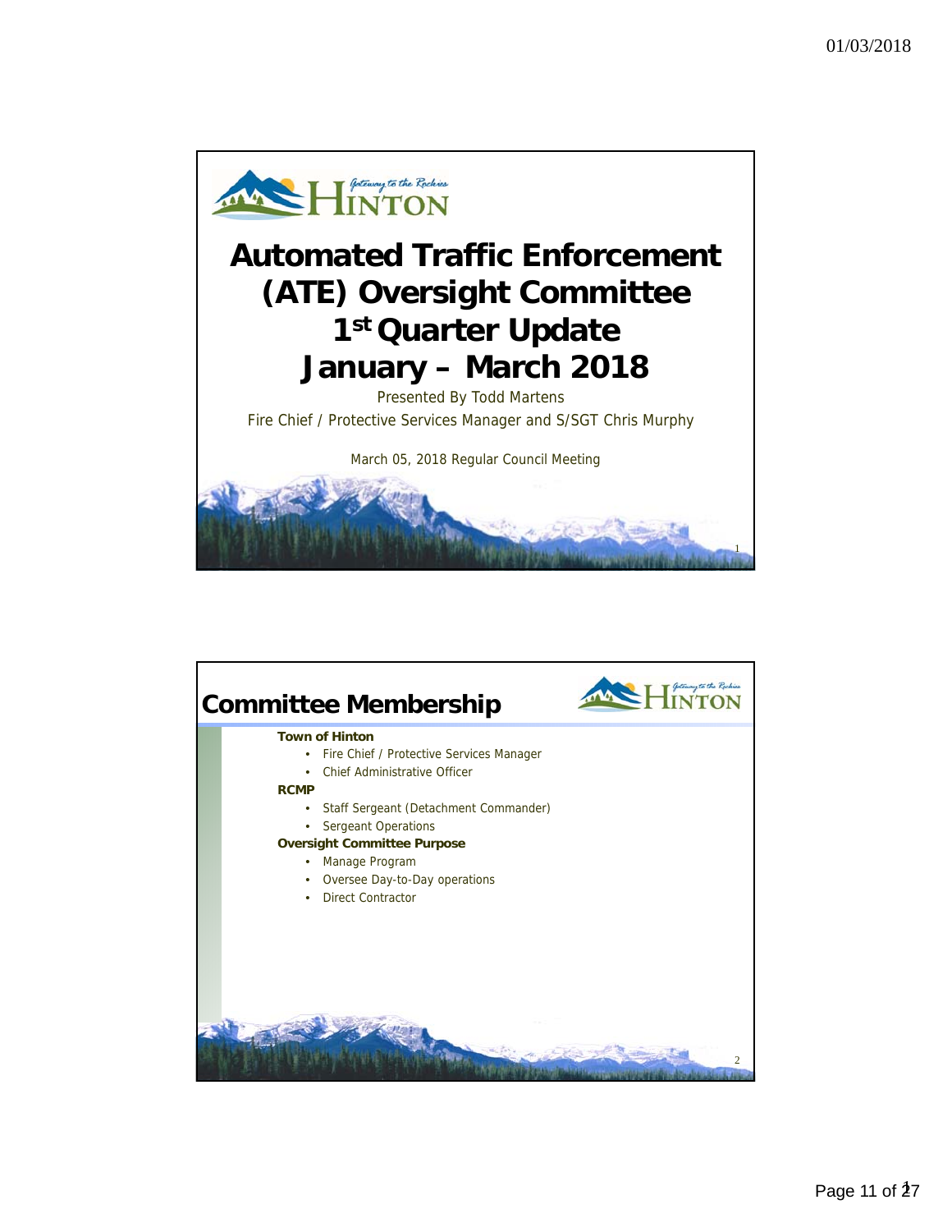# Automated Traffic Enforcement (ATE) Oversight Committee 1st Quarter Update January – March 2018

Presented By Todd Martens

Fire Chief / Protective Services Manager and S/SGT Chris Murphy

March 05, 2018 Regular Council Meeting

## Committee Membership

**Town of Hinton**

- Fire Chief / Protective Services Manager
- Chief Administrative Officer

**RCMP**

- Staff Sergeant (Detachment Commander)
- Sergeant Operations

**Oversight Committee Purpose**

- Manage Program
- Oversee Day-to-Day operations
- Direct Contractor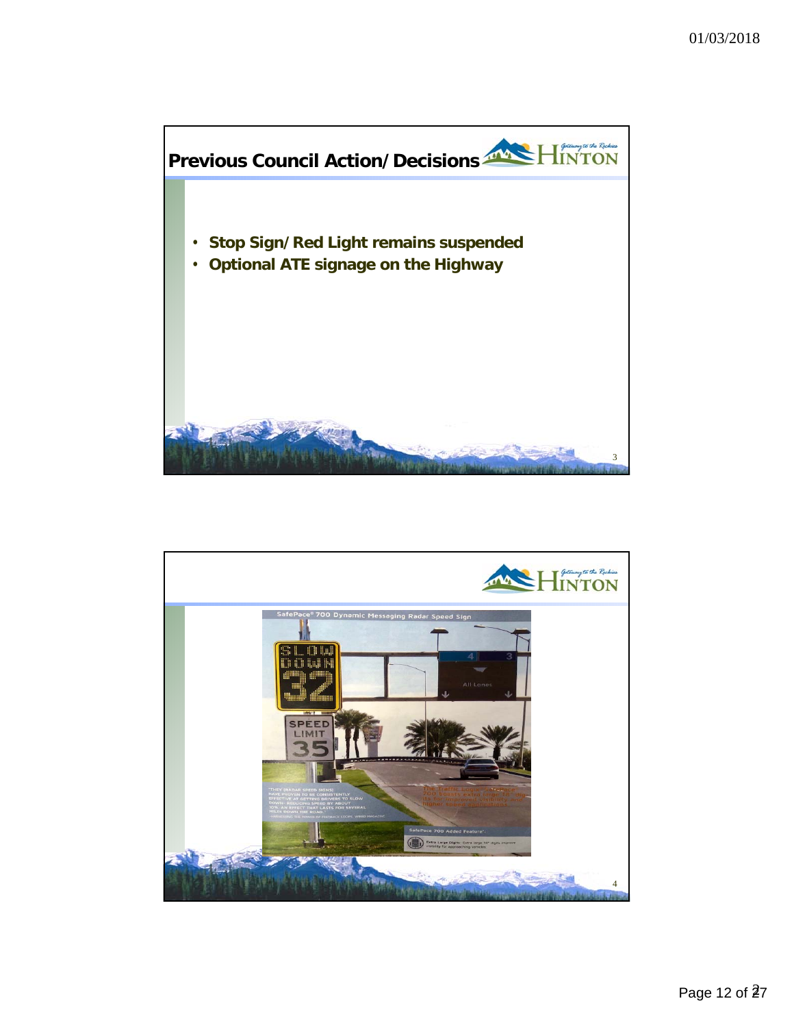## Previous Council Action/Decisions

- **Stop Sign/Red Light remains suspended**
- **Optional ATE signage on the Highway**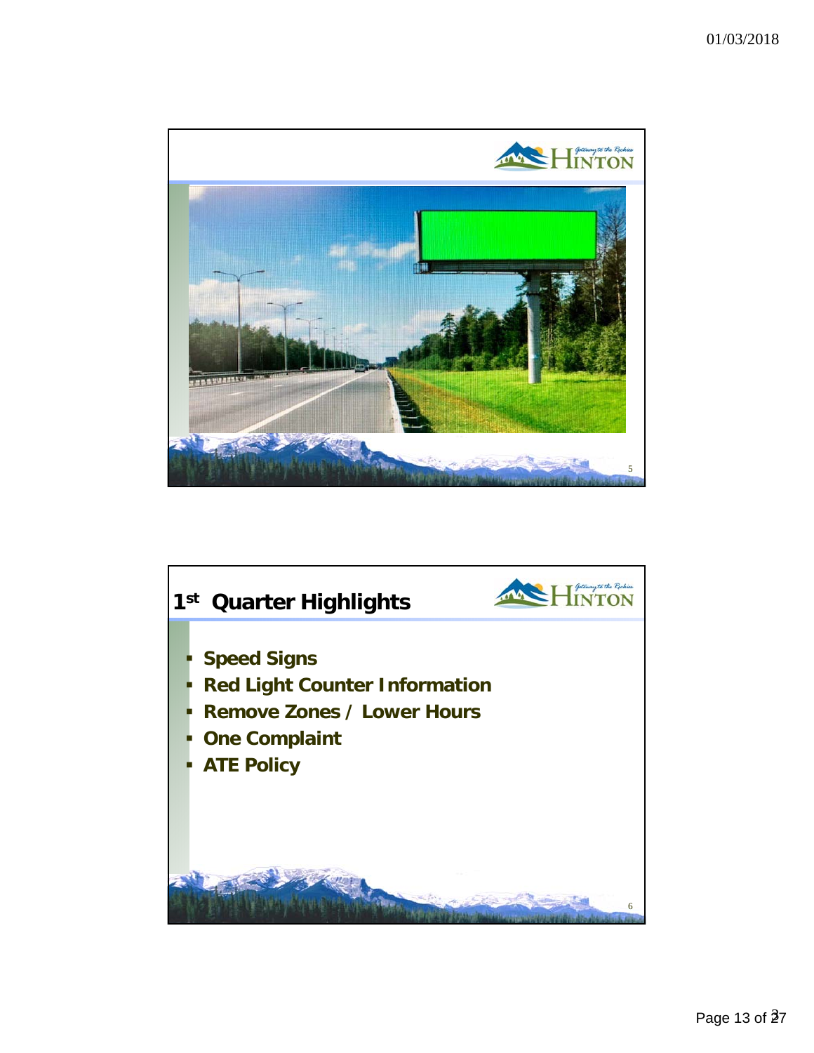## 1st Quarter Highlights

- **Speed Signs**
- **Red Light Counter Information**
- **Remove Zones / Lower Hours**
- **One Complaint**
- **ATE Policy**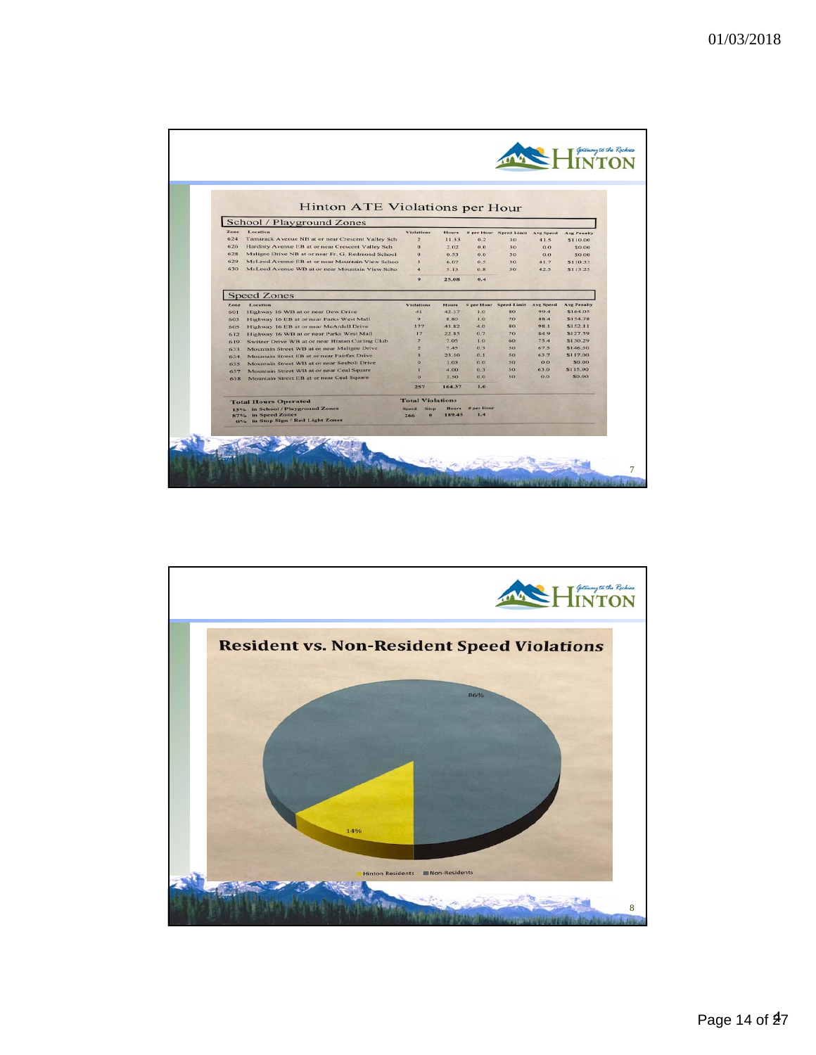# Hinton ATE Violations per Hour

## School / Playground Zones

| Zone | Location | Violations | Hours | # per Hour | Speed Limit | Avg Speed | Avg Penalty |
|---|---|---|---|---|---|---|---|
| 624 | Tamarack Avenue NB at or near Crescent Valley Sch | 2 | 11.33 | 0.2 | 30 | 41.5 | $110.00 |
| 626 | Hardisty Avenue EB at or near Crescent Valley Sch | 0 | 2.02 | 0.0 | 30 | 0.0 | $0.00 |
| 628 | Maligne Drive NB at or near Fr. G. Redmond School | 0 | 0.53 | 0.0 | 30 | 0.0 | $0.00 |
| 629 | McLeod Avenue EB at or near Mountain View Schoo | 3 | 6.07 | 0.5 | 30 | 41.7 | $110.33 |
| 630 | McLeod Avenue WB at or near Mountain View Scho | 4 | 5.13 | 0.8 | 30 | 42.5 | $113.25 |
| | | 9 | 25.08 | 0.4 | | | |

## Speed Zones

| Zone | Location | Violations | Hours | # per Hour | Speed Limit | Avg Speed | Avg Penalty |
|---|---|---|---|---|---|---|---|
| 601 | Highway 16 WB at or near Dew Drive | 41 | 42.37 | 1.0 | 80 | 99.4 | $164.05 |
| 603 | Highway 16 EB at or near Parks West Mall | 9 | 8.80 | 1.0 | 70 | 88.4 | $154.78 |
| 605 | Highway 16 EB at or near McArdell Drive | 177 | 43.82 | 4.0 | 80 | 98.1 | $152.11 |
| 612 | Highway 16 WB at or near Parks West Mall | 17 | 22.85 | 0.7 | 70 | 84.9 | $127.59 |
| 619 | Switzer Drive WB at or near Hinton Curling Club | 7 | 7.05 | 1.0 | 60 | 75.4 | $130.29 |
| 633 | Mountain Street WB at or near Maligne Drive | 2 | 7.45 | 0.3 | 50 | 67.5 | $146.50 |
| 634 | Mountain Street EB at or near Fairfax Drive | 3 | 23.50 | 0.1 | 50 | 63.7 | $117.00 |
| 635 | Mountain Street WB at or near Seabolt Drive | 0 | 1.03 | 0.0 | 50 | 0.0 | $0.00 |
| 637 | Mountain Street WB at or near Ceal Square | 1 | 4.00 | 0.3 | 50 | 63.0 | $115.00 |
| 638 | Mountain Street EB at or near Ceal Square | 0 | 3.50 | 0.0 | 50 | 0.0 | $0.00 |
| | | 257 | 164.37 | 1.6 | | | |

**Total Hours Operated**

13% in School / Playground Zones
87% in Speed Zones
0% in Stop Sign / Red Light Zones

**Total Violations**

| Speed | Stop | Hours | # per Hour |
|---|---|---|---|
| 266 | 0 | 189.45 | 1.4 |

# Resident vs. Non-Resident Speed Violations

86%
14%
Hinton Residents
Non-Residents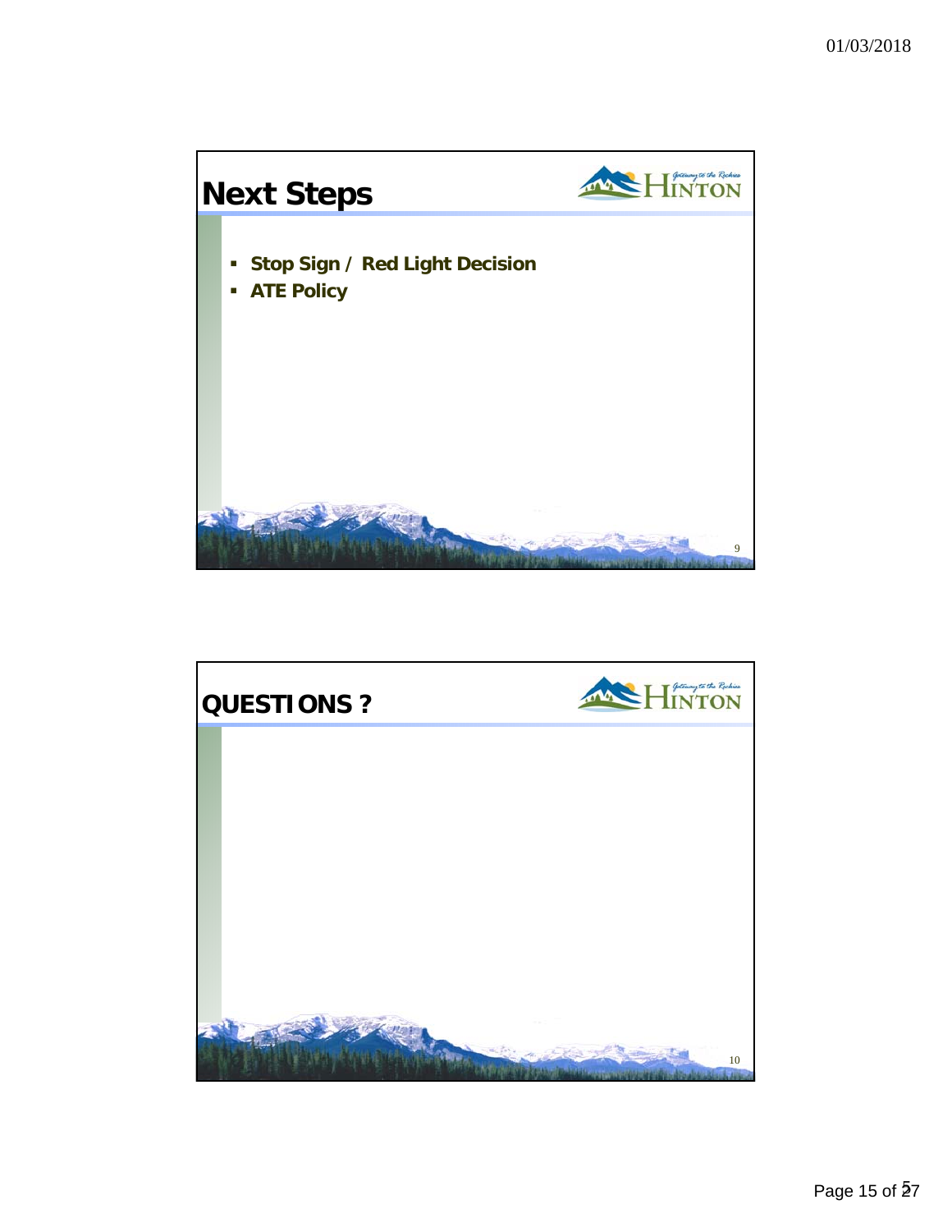# Next Steps

- **Stop Sign / Red Light Decision**
- **ATE Policy**

# QUESTIONS ?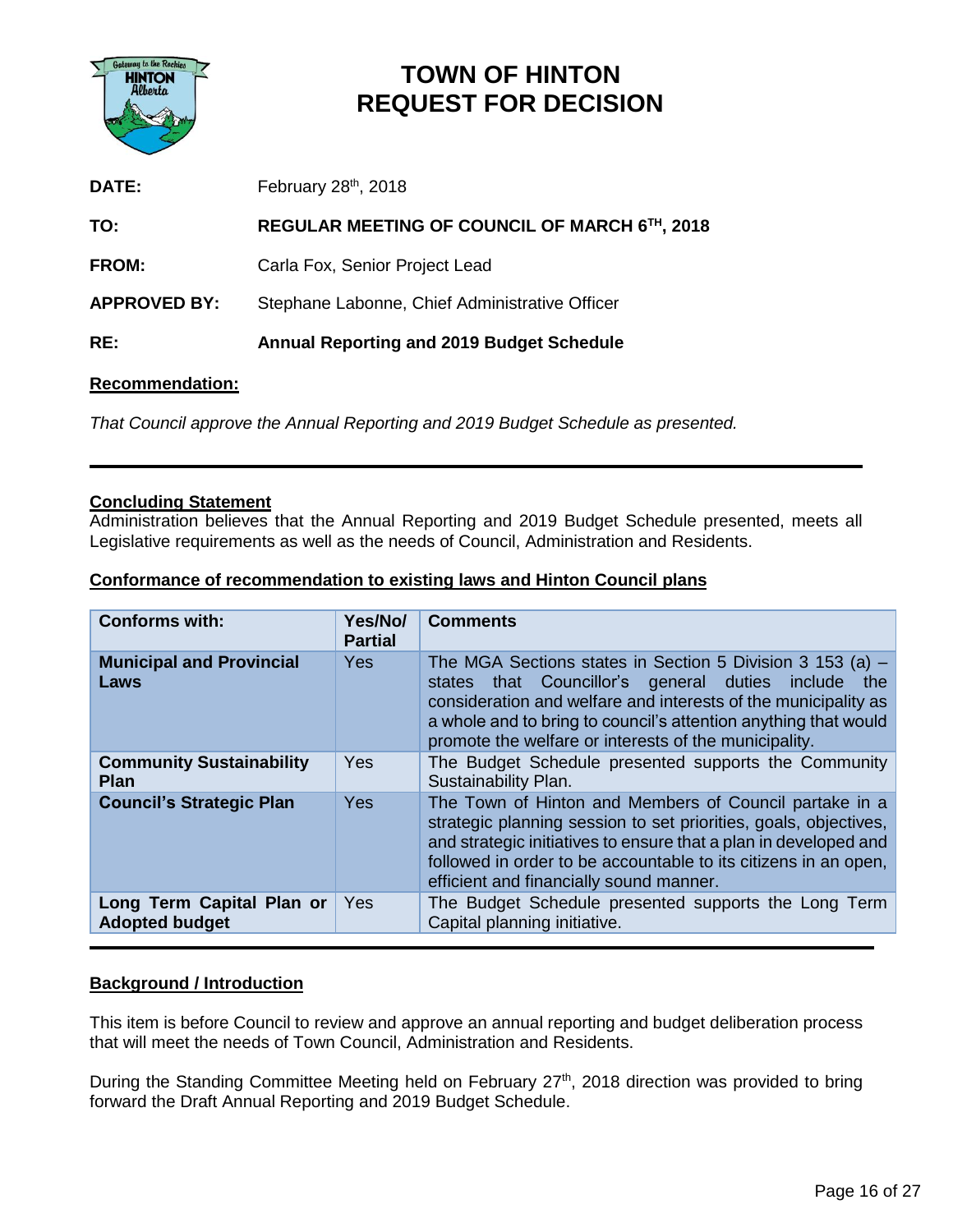# TOWN OF HINTON
# REQUEST FOR DECISION

**DATE:** February 28th, 2018

**TO:** **REGULAR MEETING OF COUNCIL OF MARCH 6TH, 2018**

**FROM:** Carla Fox, Senior Project Lead

**APPROVED BY:** Stephane Labonne, Chief Administrative Officer

**RE:** **Annual Reporting and 2019 Budget Schedule**

**Recommendation:**

*That Council approve the Annual Reporting and 2019 Budget Schedule as presented.*

---

**Concluding Statement**

Administration believes that the Annual Reporting and 2019 Budget Schedule presented, meets all Legislative requirements as well as the needs of Council, Administration and Residents.

**Conformance of recommendation to existing laws and Hinton Council plans**

| Conforms with: | Yes/No/ Partial | Comments |
|---|---|---|
| **Municipal and Provincial Laws** | Yes | The MGA Sections states in Section 5 Division 3 153 (a) – states that Councillor's general duties include the consideration and welfare and interests of the municipality as a whole and to bring to council's attention anything that would promote the welfare or interests of the municipality. |
| **Community Sustainability Plan** | Yes | The Budget Schedule presented supports the Community Sustainability Plan. |
| **Council's Strategic Plan** | Yes | The Town of Hinton and Members of Council partake in a strategic planning session to set priorities, goals, objectives, and strategic initiatives to ensure that a plan in developed and followed in order to be accountable to its citizens in an open, efficient and financially sound manner. |
| **Long Term Capital Plan or Adopted budget** | Yes | The Budget Schedule presented supports the Long Term Capital planning initiative. |

---

**Background / Introduction**

This item is before Council to review and approve an annual reporting and budget deliberation process that will meet the needs of Town Council, Administration and Residents.

During the Standing Committee Meeting held on February 27th, 2018 direction was provided to bring forward the Draft Annual Reporting and 2019 Budget Schedule.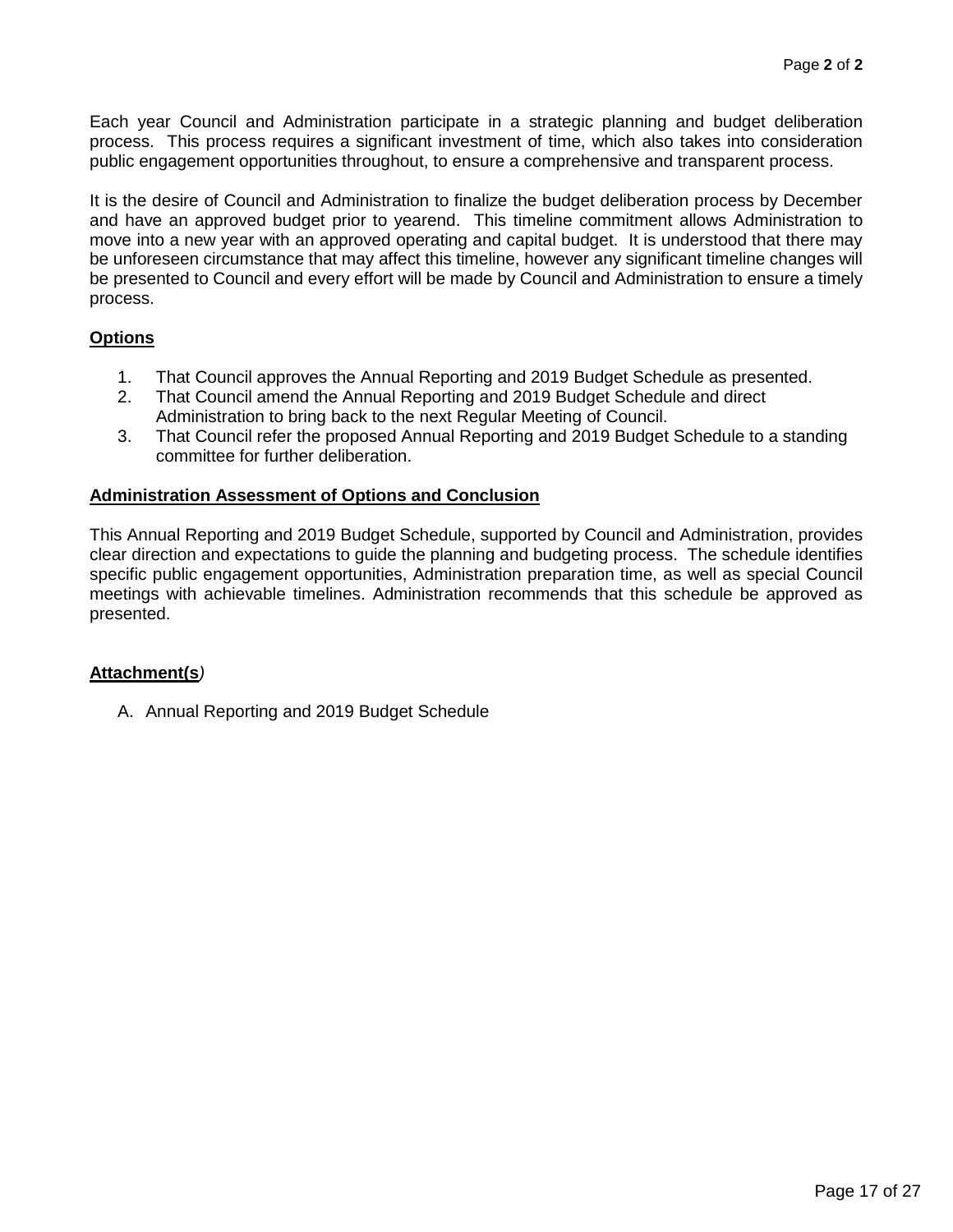Each year Council and Administration participate in a strategic planning and budget deliberation process. This process requires a significant investment of time, which also takes into consideration public engagement opportunities throughout, to ensure a comprehensive and transparent process.

It is the desire of Council and Administration to finalize the budget deliberation process by December and have an approved budget prior to yearend. This timeline commitment allows Administration to move into a new year with an approved operating and capital budget. It is understood that there may be unforeseen circumstance that may affect this timeline, however any significant timeline changes will be presented to Council and every effort will be made by Council and Administration to ensure a timely process.

## Options

1. That Council approves the Annual Reporting and 2019 Budget Schedule as presented.
2. That Council amend the Annual Reporting and 2019 Budget Schedule and direct Administration to bring back to the next Regular Meeting of Council.
3. That Council refer the proposed Annual Reporting and 2019 Budget Schedule to a standing committee for further deliberation.

## Administration Assessment of Options and Conclusion

This Annual Reporting and 2019 Budget Schedule, supported by Council and Administration, provides clear direction and expectations to guide the planning and budgeting process. The schedule identifies specific public engagement opportunities, Administration preparation time, as well as special Council meetings with achievable timelines. Administration recommends that this schedule be approved as presented.

## Attachment(s)

A. Annual Reporting and 2019 Budget Schedule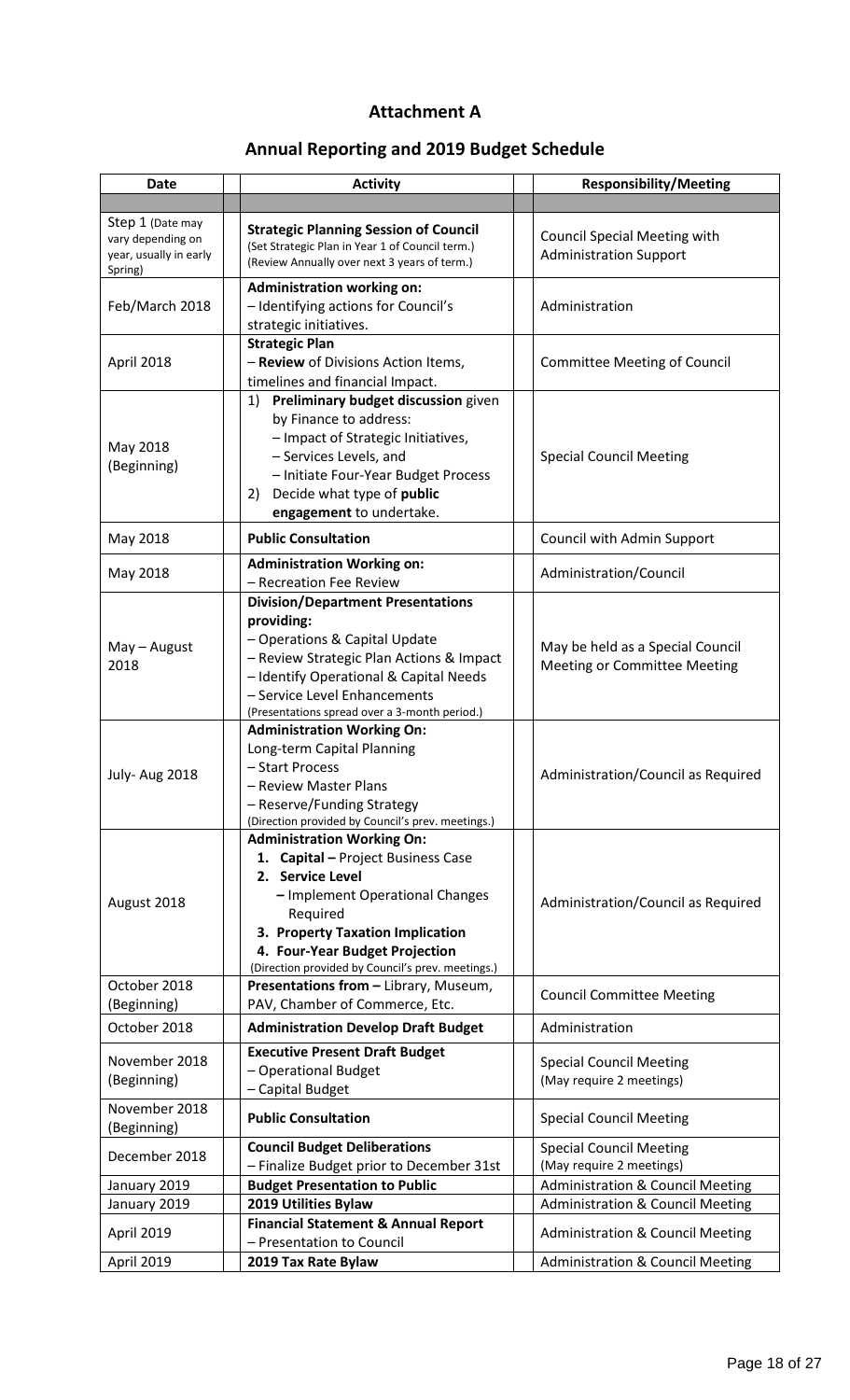# Attachment A

## Annual Reporting and 2019 Budget Schedule

| Date | Activity | Responsibility/Meeting |
|---|---|---|
| Step 1 (Date may vary depending on year, usually in early Spring) | **Strategic Planning Session of Council**<br>(Set Strategic Plan in Year 1 of Council term.)<br>(Review Annually over next 3 years of term.) | Council Special Meeting with Administration Support |
| Feb/March 2018 | **Administration working on:**<br>– Identifying actions for Council's strategic initiatives. | Administration |
| April 2018 | **Strategic Plan**<br>– **Review** of Divisions Action Items, timelines and financial Impact. | Committee Meeting of Council |
| May 2018 (Beginning) | 1) **Preliminary budget discussion** given by Finance to address:<br>– Impact of Strategic Initiatives,<br>– Services Levels, and<br>– Initiate Four-Year Budget Process<br>2) Decide what type of **public engagement** to undertake. | Special Council Meeting |
| May 2018 | **Public Consultation** | Council with Admin Support |
| May 2018 | **Administration Working on:**<br>– Recreation Fee Review | Administration/Council |
| May – August 2018 | **Division/Department Presentations providing:**<br>– Operations & Capital Update<br>– Review Strategic Plan Actions & Impact<br>– Identify Operational & Capital Needs<br>– Service Level Enhancements<br>(Presentations spread over a 3-month period.) | May be held as a Special Council Meeting or Committee Meeting |
| July- Aug 2018 | **Administration Working On:**<br>Long-term Capital Planning<br>– Start Process<br>– Review Master Plans<br>– Reserve/Funding Strategy<br>(Direction provided by Council's prev. meetings.) | Administration/Council as Required |
| August 2018 | **Administration Working On:**<br>**1. Capital –** Project Business Case<br>**2. Service Level**<br>**–** Implement Operational Changes Required<br>**3. Property Taxation Implication**<br>**4. Four-Year Budget Projection**<br>(Direction provided by Council's prev. meetings.) | Administration/Council as Required |
| October 2018 (Beginning) | **Presentations from –** Library, Museum, PAV, Chamber of Commerce, Etc. | Council Committee Meeting |
| October 2018 | **Administration Develop Draft Budget** | Administration |
| November 2018 (Beginning) | **Executive Present Draft Budget**<br>– Operational Budget<br>– Capital Budget | Special Council Meeting<br>(May require 2 meetings) |
| November 2018 (Beginning) | **Public Consultation** | Special Council Meeting |
| December 2018 | **Council Budget Deliberations**<br>– Finalize Budget prior to December 31st | Special Council Meeting<br>(May require 2 meetings) |
| January 2019 | **Budget Presentation to Public** | Administration & Council Meeting |
| January 2019 | **2019 Utilities Bylaw** | Administration & Council Meeting |
| April 2019 | **Financial Statement & Annual Report**<br>– Presentation to Council | Administration & Council Meeting |
| April 2019 | **2019 Tax Rate Bylaw** | Administration & Council Meeting |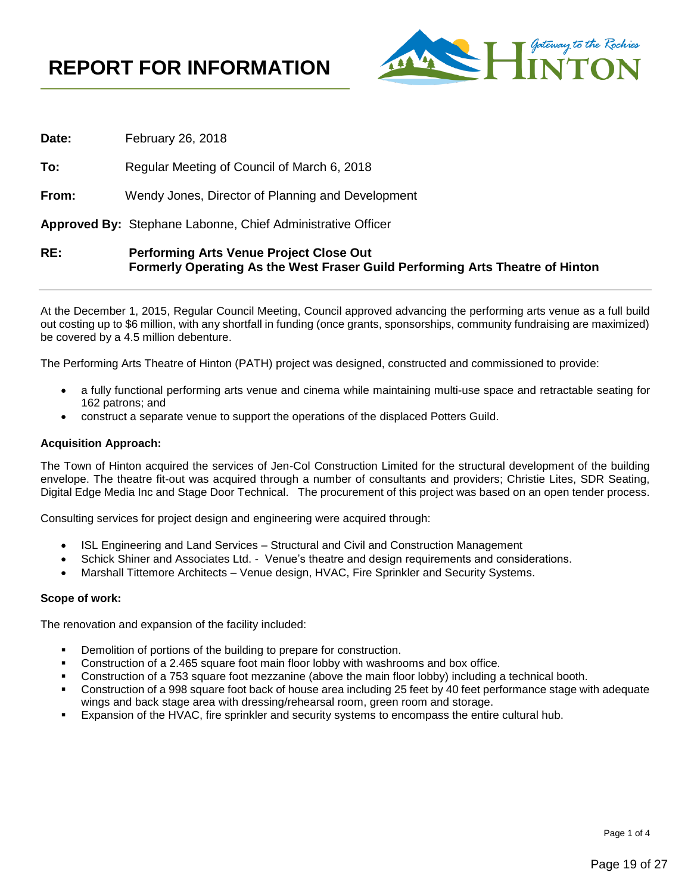# REPORT FOR INFORMATION

Gateway to the Rockies HINTON

**Date:** February 26, 2018

**To:** Regular Meeting of Council of March 6, 2018

**From:** Wendy Jones, Director of Planning and Development

**Approved By:** Stephane Labonne, Chief Administrative Officer

**RE:** **Performing Arts Venue Project Close Out**
**Formerly Operating As the West Fraser Guild Performing Arts Theatre of Hinton**

---

At the December 1, 2015, Regular Council Meeting, Council approved advancing the performing arts venue as a full build out costing up to $6 million, with any shortfall in funding (once grants, sponsorships, community fundraising are maximized) be covered by a 4.5 million debenture.

The Performing Arts Theatre of Hinton (PATH) project was designed, constructed and commissioned to provide:

- a fully functional performing arts venue and cinema while maintaining multi-use space and retractable seating for 162 patrons; and
- construct a separate venue to support the operations of the displaced Potters Guild.

**Acquisition Approach:**

The Town of Hinton acquired the services of Jen-Col Construction Limited for the structural development of the building envelope. The theatre fit-out was acquired through a number of consultants and providers; Christie Lites, SDR Seating, Digital Edge Media Inc and Stage Door Technical. The procurement of this project was based on an open tender process.

Consulting services for project design and engineering were acquired through:

- ISL Engineering and Land Services – Structural and Civil and Construction Management
- Schick Shiner and Associates Ltd. - Venue's theatre and design requirements and considerations.
- Marshall Tittemore Architects – Venue design, HVAC, Fire Sprinkler and Security Systems.

**Scope of work:**

The renovation and expansion of the facility included:

- Demolition of portions of the building to prepare for construction.
- Construction of a 2.465 square foot main floor lobby with washrooms and box office.
- Construction of a 753 square foot mezzanine (above the main floor lobby) including a technical booth.
- Construction of a 998 square foot back of house area including 25 feet by 40 feet performance stage with adequate wings and back stage area with dressing/rehearsal room, green room and storage.
- Expansion of the HVAC, fire sprinkler and security systems to encompass the entire cultural hub.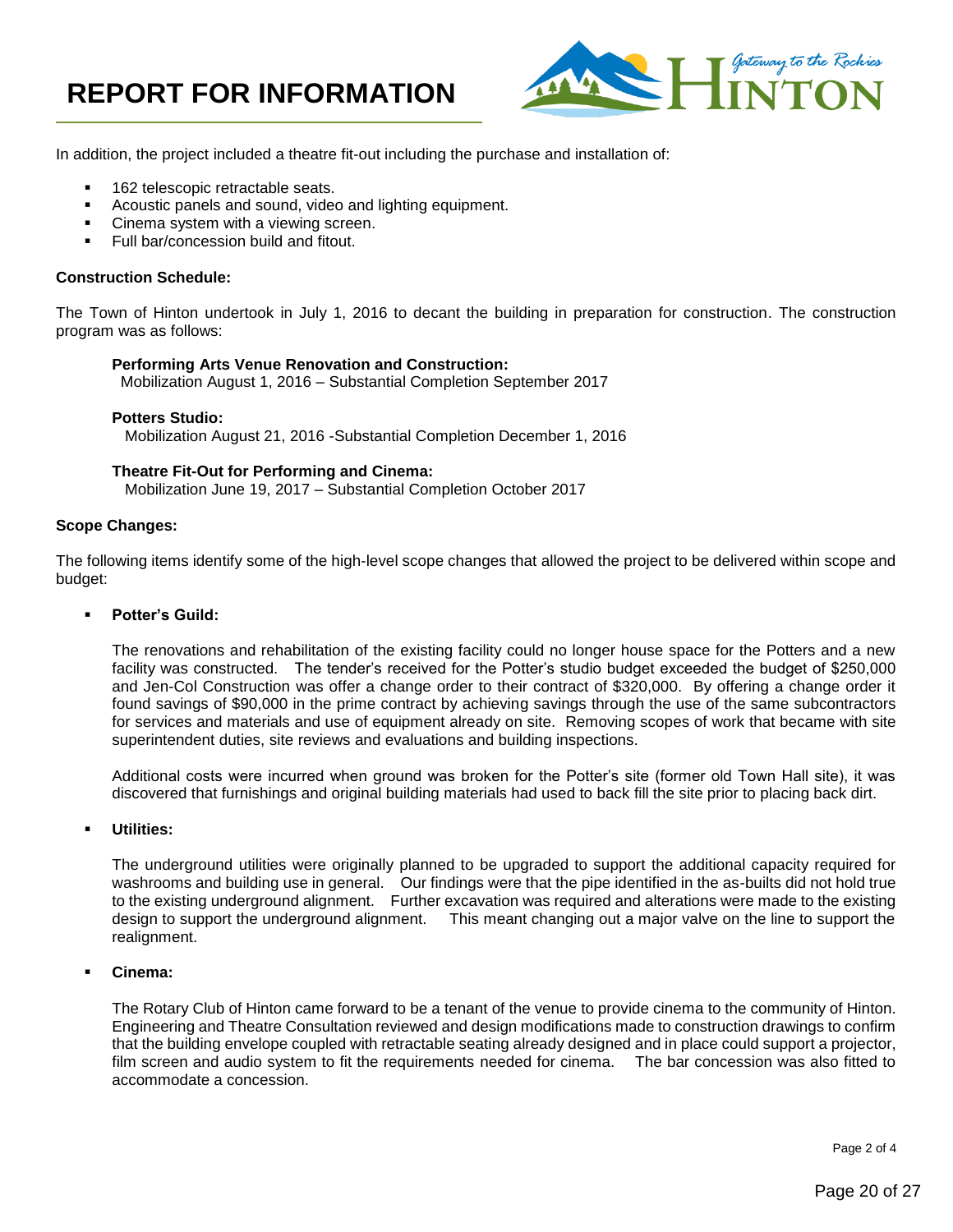# REPORT FOR INFORMATION

In addition, the project included a theatre fit-out including the purchase and installation of:

- 162 telescopic retractable seats.
- Acoustic panels and sound, video and lighting equipment.
- Cinema system with a viewing screen.
- Full bar/concession build and fitout.

**Construction Schedule:**

The Town of Hinton undertook in July 1, 2016 to decant the building in preparation for construction. The construction program was as follows:

**Performing Arts Venue Renovation and Construction:**
Mobilization August 1, 2016 – Substantial Completion September 2017

**Potters Studio:**
Mobilization August 21, 2016 -Substantial Completion December 1, 2016

**Theatre Fit-Out for Performing and Cinema:**
Mobilization June 19, 2017 – Substantial Completion October 2017

**Scope Changes:**

The following items identify some of the high-level scope changes that allowed the project to be delivered within scope and budget:

- **Potter's Guild:**

  The renovations and rehabilitation of the existing facility could no longer house space for the Potters and a new facility was constructed. The tender's received for the Potter's studio budget exceeded the budget of $250,000 and Jen-Col Construction was offer a change order to their contract of $320,000. By offering a change order it found savings of $90,000 in the prime contract by achieving savings through the use of the same subcontractors for services and materials and use of equipment already on site. Removing scopes of work that became with site superintendent duties, site reviews and evaluations and building inspections.

  Additional costs were incurred when ground was broken for the Potter's site (former old Town Hall site), it was discovered that furnishings and original building materials had used to back fill the site prior to placing back dirt.

- **Utilities:**

  The underground utilities were originally planned to be upgraded to support the additional capacity required for washrooms and building use in general. Our findings were that the pipe identified in the as-builts did not hold true to the existing underground alignment. Further excavation was required and alterations were made to the existing design to support the underground alignment. This meant changing out a major valve on the line to support the realignment.

- **Cinema:**

  The Rotary Club of Hinton came forward to be a tenant of the venue to provide cinema to the community of Hinton. Engineering and Theatre Consultation reviewed and design modifications made to construction drawings to confirm that the building envelope coupled with retractable seating already designed and in place could support a projector, film screen and audio system to fit the requirements needed for cinema. The bar concession was also fitted to accommodate a concession.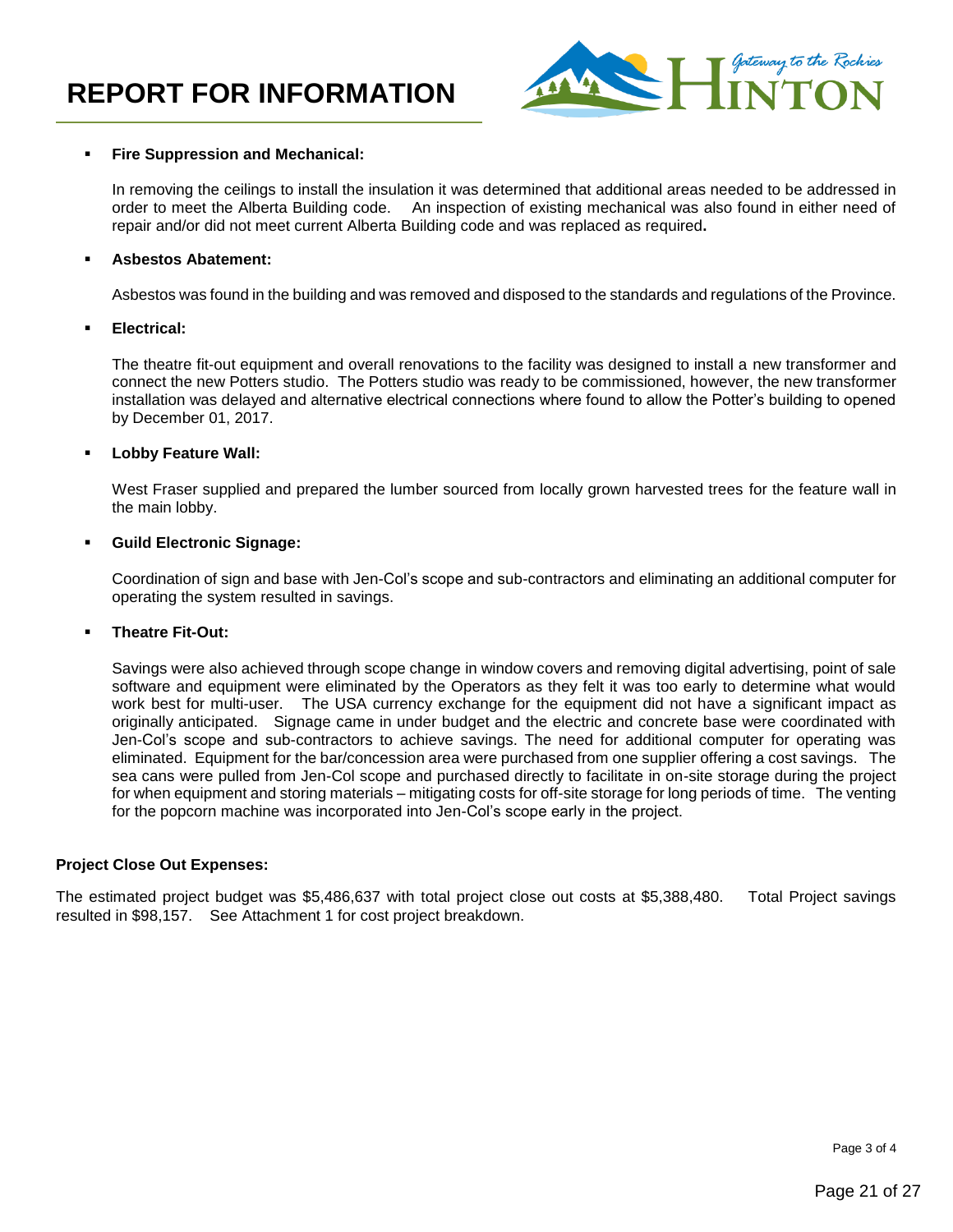- **Fire Suppression and Mechanical:**

  In removing the ceilings to install the insulation it was determined that additional areas needed to be addressed in order to meet the Alberta Building code. An inspection of existing mechanical was also found in either need of repair and/or did not meet current Alberta Building code and was replaced as required**.**

- **Asbestos Abatement:**

  Asbestos was found in the building and was removed and disposed to the standards and regulations of the Province.

- **Electrical:**

  The theatre fit-out equipment and overall renovations to the facility was designed to install a new transformer and connect the new Potters studio. The Potters studio was ready to be commissioned, however, the new transformer installation was delayed and alternative electrical connections where found to allow the Potter's building to opened by December 01, 2017.

- **Lobby Feature Wall:**

  West Fraser supplied and prepared the lumber sourced from locally grown harvested trees for the feature wall in the main lobby.

- **Guild Electronic Signage:**

  Coordination of sign and base with Jen-Col's scope and sub-contractors and eliminating an additional computer for operating the system resulted in savings.

- **Theatre Fit-Out:**

  Savings were also achieved through scope change in window covers and removing digital advertising, point of sale software and equipment were eliminated by the Operators as they felt it was too early to determine what would work best for multi-user. The USA currency exchange for the equipment did not have a significant impact as originally anticipated. Signage came in under budget and the electric and concrete base were coordinated with Jen-Col's scope and sub-contractors to achieve savings. The need for additional computer for operating was eliminated. Equipment for the bar/concession area were purchased from one supplier offering a cost savings. The sea cans were pulled from Jen-Col scope and purchased directly to facilitate in on-site storage during the project for when equipment and storing materials – mitigating costs for off-site storage for long periods of time. The venting for the popcorn machine was incorporated into Jen-Col's scope early in the project.

**Project Close Out Expenses:**

The estimated project budget was $5,486,637 with total project close out costs at $5,388,480. Total Project savings resulted in $98,157. See Attachment 1 for cost project breakdown.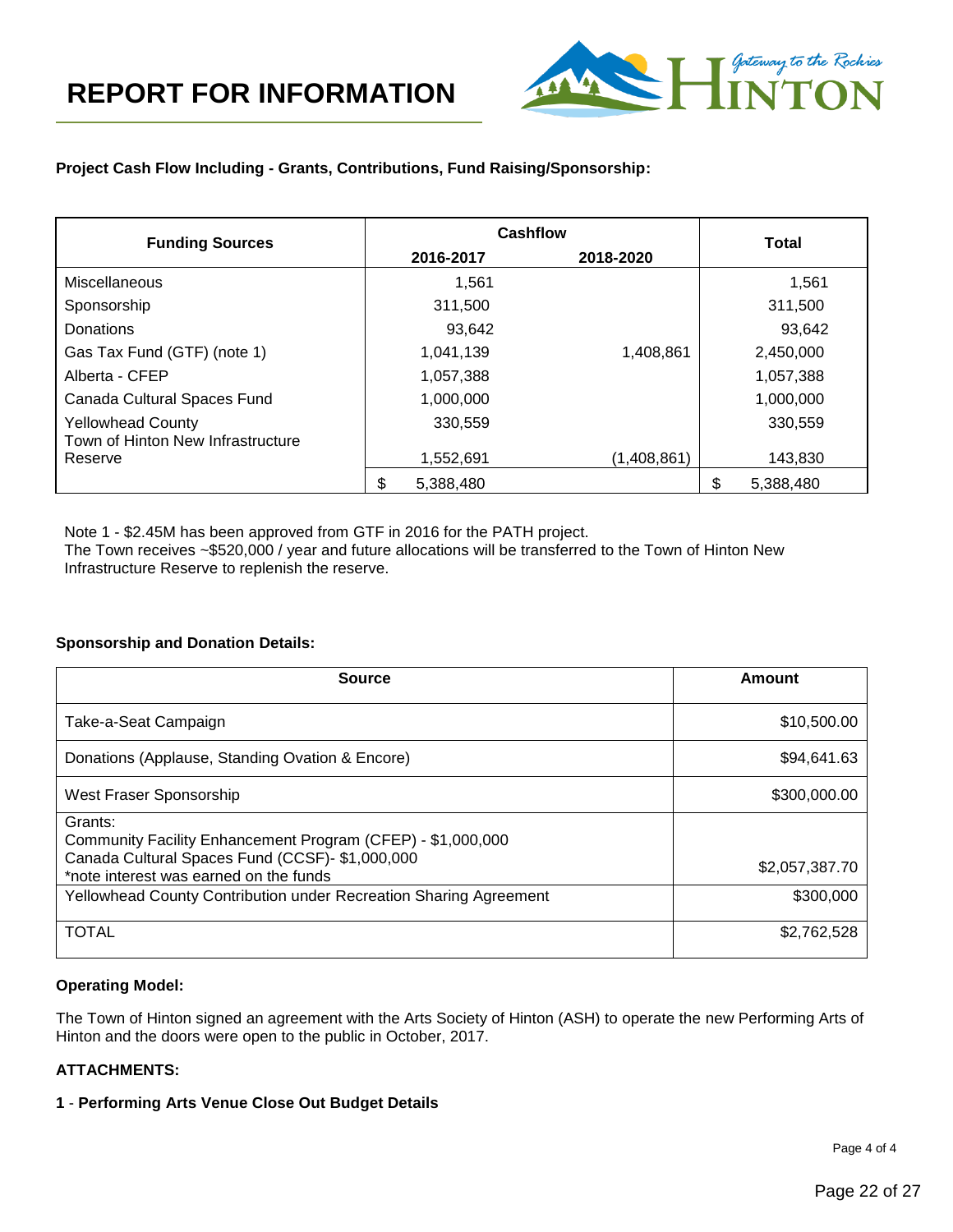# REPORT FOR INFORMATION

**Project Cash Flow Including - Grants, Contributions, Fund Raising/Sponsorship:**

| Funding Sources | Cashflow | | Total |
|---|---|---|---|
| | 2016-2017 | 2018-2020 | |
| Miscellaneous | 1,561 | | 1,561 |
| Sponsorship | 311,500 | | 311,500 |
| Donations | 93,642 | | 93,642 |
| Gas Tax Fund (GTF) (note 1) | 1,041,139 | 1,408,861 | 2,450,000 |
| Alberta - CFEP | 1,057,388 | | 1,057,388 |
| Canada Cultural Spaces Fund | 1,000,000 | | 1,000,000 |
| Yellowhead County | 330,559 | | 330,559 |
| Town of Hinton New Infrastructure Reserve | 1,552,691 | (1,408,861) | 143,830 |
| | $ 5,388,480 | | $ 5,388,480 |

Note 1 - $2.45M has been approved from GTF in 2016 for the PATH project.
The Town receives ~$520,000 / year and future allocations will be transferred to the Town of Hinton New Infrastructure Reserve to replenish the reserve.

**Sponsorship and Donation Details:**

| Source | Amount |
|---|---|
| Take-a-Seat Campaign | $10,500.00 |
| Donations (Applause, Standing Ovation & Encore) | $94,641.63 |
| West Fraser Sponsorship | $300,000.00 |
| Grants:<br>Community Facility Enhancement Program (CFEP) - $1,000,000<br>Canada Cultural Spaces Fund (CCSF)- $1,000,000<br>*note interest was earned on the funds | $2,057,387.70 |
| Yellowhead County Contribution under Recreation Sharing Agreement | $300,000 |
| TOTAL | $2,762,528 |

**Operating Model:**

The Town of Hinton signed an agreement with the Arts Society of Hinton (ASH) to operate the new Performing Arts of Hinton and the doors were open to the public in October, 2017.

**ATTACHMENTS:**

**1** - **Performing Arts Venue Close Out Budget Details**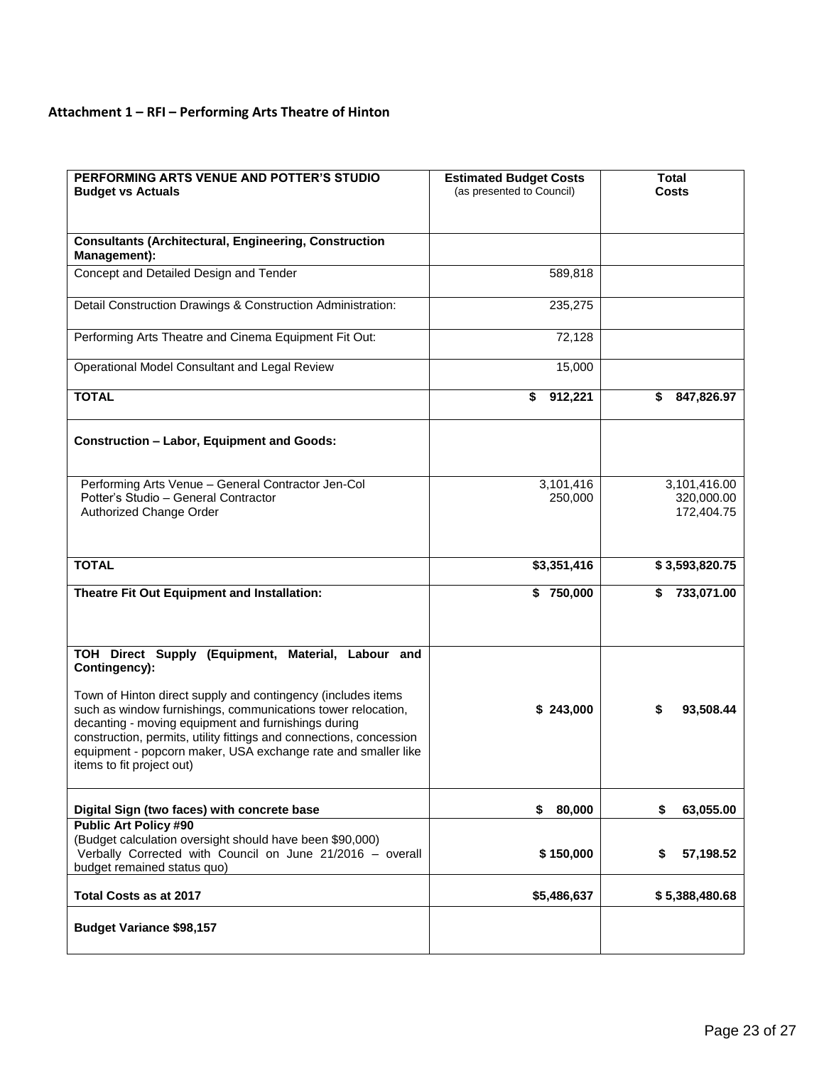**Attachment 1 – RFI – Performing Arts Theatre of Hinton**

| **PERFORMING ARTS VENUE AND POTTER'S STUDIO Budget vs Actuals** | **Estimated Budget Costs** (as presented to Council) | **Total Costs** |
|---|---|---|
| **Consultants (Architectural, Engineering, Construction Management):** | | |
| Concept and Detailed Design and Tender | 589,818 | |
| Detail Construction Drawings & Construction Administration: | 235,275 | |
| Performing Arts Theatre and Cinema Equipment Fit Out: | 72,128 | |
| Operational Model Consultant and Legal Review | 15,000 | |
| **TOTAL** | **$ 912,221** | **$ 847,826.97** |
| **Construction – Labor, Equipment and Goods:** | | |
| Performing Arts Venue – General Contractor Jen-Col<br>Potter's Studio – General Contractor<br>Authorized Change Order | 3,101,416<br>250,000 | 3,101,416.00<br>320,000.00<br>172,404.75 |
| **TOTAL** | **$3,351,416** | **$ 3,593,820.75** |
| **Theatre Fit Out Equipment and Installation:** | **$ 750,000** | **$ 733,071.00** |
| **TOH Direct Supply (Equipment, Material, Labour and Contingency):**<br><br>Town of Hinton direct supply and contingency (includes items such as window furnishings, communications tower relocation, decanting - moving equipment and furnishings during construction, permits, utility fittings and connections, concession equipment - popcorn maker, USA exchange rate and smaller like items to fit project out) | **$ 243,000** | **$ 93,508.44** |
| **Digital Sign (two faces) with concrete base** | **$ 80,000** | **$ 63,055.00** |
| **Public Art Policy #90**<br>(Budget calculation oversight should have been $90,000)<br>Verbally Corrected with Council on June 21/2016 – overall budget remained status quo) | **$ 150,000** | **$ 57,198.52** |
| **Total Costs as at 2017** | **$5,486,637** | **$ 5,388,480.68** |
| **Budget Variance $98,157** | | |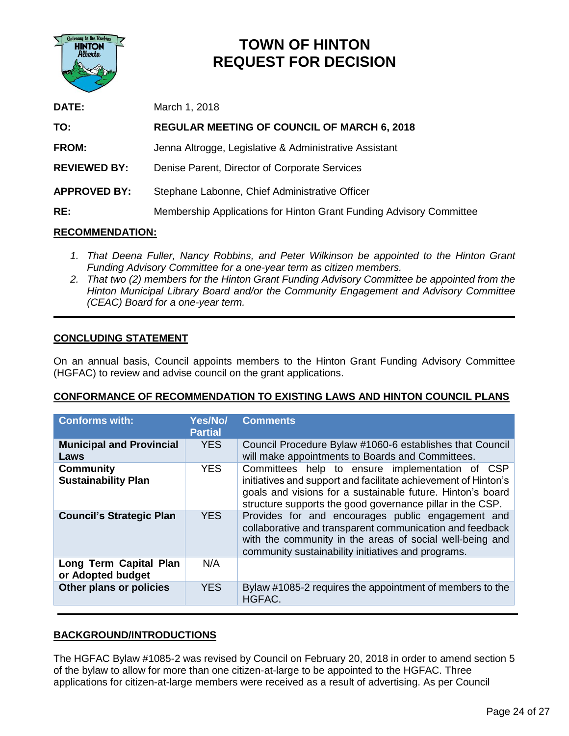# TOWN OF HINTON
# REQUEST FOR DECISION

| | |
|---|---|
| **DATE:** | March 1, 2018 |
| **TO:** | **REGULAR MEETING OF COUNCIL OF MARCH 6, 2018** |
| **FROM:** | Jenna Altrogge, Legislative & Administrative Assistant |
| **REVIEWED BY:** | Denise Parent, Director of Corporate Services |
| **APPROVED BY:** | Stephane Labonne, Chief Administrative Officer |
| **RE:** | Membership Applications for Hinton Grant Funding Advisory Committee |

**RECOMMENDATION:**

1. *That Deena Fuller, Nancy Robbins, and Peter Wilkinson be appointed to the Hinton Grant Funding Advisory Committee for a one-year term as citizen members.*
2. *That two (2) members for the Hinton Grant Funding Advisory Committee be appointed from the Hinton Municipal Library Board and/or the Community Engagement and Advisory Committee (CEAC) Board for a one-year term.*

---

**CONCLUDING STATEMENT**

On an annual basis, Council appoints members to the Hinton Grant Funding Advisory Committee (HGFAC) to review and advise council on the grant applications.

**CONFORMANCE OF RECOMMENDATION TO EXISTING LAWS AND HINTON COUNCIL PLANS**

| Conforms with: | Yes/No/ Partial | Comments |
|---|---|---|
| **Municipal and Provincial Laws** | YES | Council Procedure Bylaw #1060-6 establishes that Council will make appointments to Boards and Committees. |
| **Community Sustainability Plan** | YES | Committees help to ensure implementation of CSP initiatives and support and facilitate achievement of Hinton's goals and visions for a sustainable future. Hinton's board structure supports the good governance pillar in the CSP. |
| **Council's Strategic Plan** | YES | Provides for and encourages public engagement and collaborative and transparent communication and feedback with the community in the areas of social well-being and community sustainability initiatives and programs. |
| **Long Term Capital Plan or Adopted budget** | N/A | |
| **Other plans or policies** | YES | Bylaw #1085-2 requires the appointment of members to the HGFAC. |

---

**BACKGROUND/INTRODUCTIONS**

The HGFAC Bylaw #1085-2 was revised by Council on February 20, 2018 in order to amend section 5 of the bylaw to allow for more than one citizen-at-large to be appointed to the HGFAC. Three applications for citizen-at-large members were received as a result of advertising. As per Council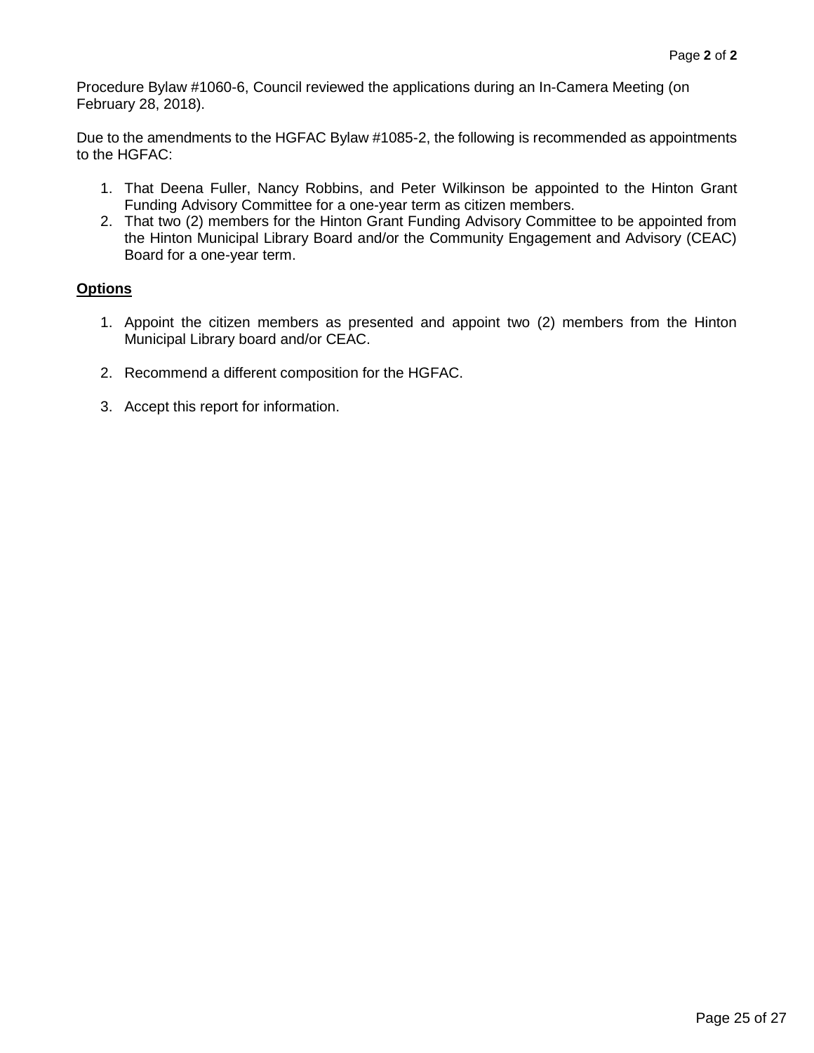Procedure Bylaw #1060-6, Council reviewed the applications during an In-Camera Meeting (on February 28, 2018).

Due to the amendments to the HGFAC Bylaw #1085-2, the following is recommended as appointments to the HGFAC:

1. That Deena Fuller, Nancy Robbins, and Peter Wilkinson be appointed to the Hinton Grant Funding Advisory Committee for a one-year term as citizen members.
2. That two (2) members for the Hinton Grant Funding Advisory Committee to be appointed from the Hinton Municipal Library Board and/or the Community Engagement and Advisory (CEAC) Board for a one-year term.

**Options**

1. Appoint the citizen members as presented and appoint two (2) members from the Hinton Municipal Library board and/or CEAC.

2. Recommend a different composition for the HGFAC.

3. Accept this report for information.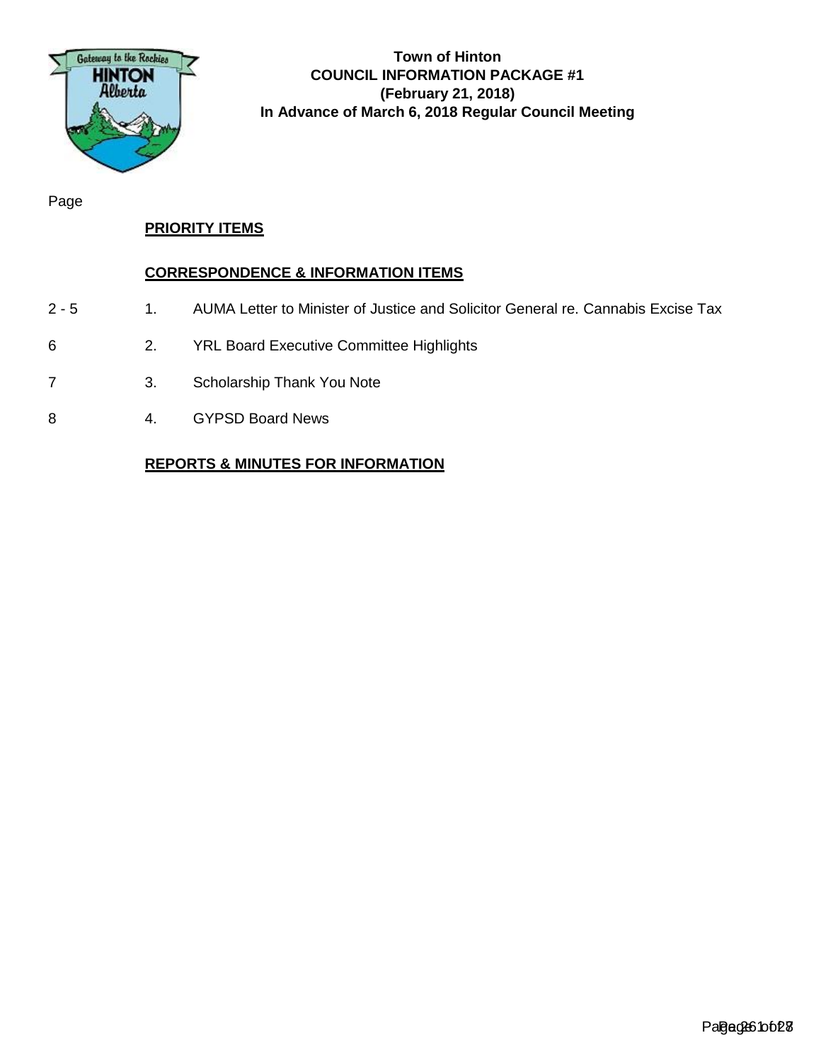**Town of Hinton**
**COUNCIL INFORMATION PACKAGE #1**
**(February 21, 2018)**
**In Advance of March 6, 2018 Regular Council Meeting**

Page

**PRIORITY ITEMS**

**CORRESPONDENCE & INFORMATION ITEMS**

| | | |
|---|---|---|
| 2 - 5 | 1. | AUMA Letter to Minister of Justice and Solicitor General re. Cannabis Excise Tax |
| 6 | 2. | YRL Board Executive Committee Highlights |
| 7 | 3. | Scholarship Thank You Note |
| 8 | 4. | GYPSD Board News |

**REPORTS & MINUTES FOR INFORMATION**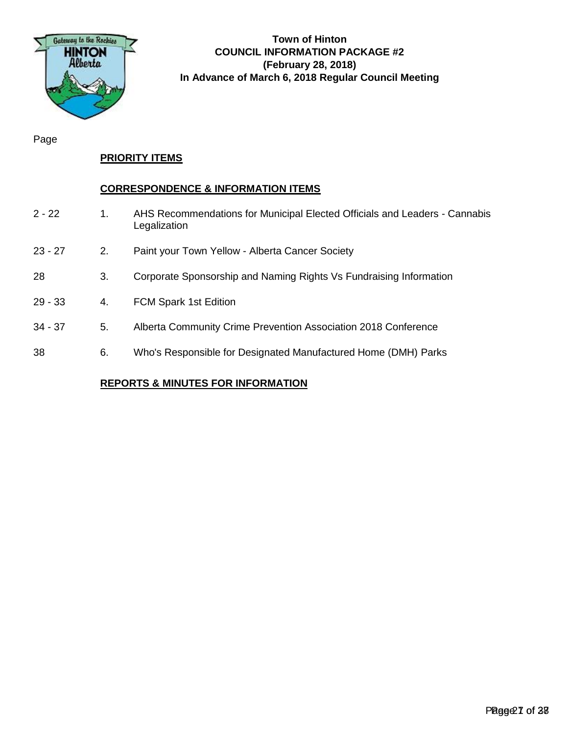# Town of Hinton
## COUNCIL INFORMATION PACKAGE #2
## (February 28, 2018)
## In Advance of March 6, 2018 Regular Council Meeting

| Page | | |
|---|---|---|
| | | **PRIORITY ITEMS** |
| | | **CORRESPONDENCE & INFORMATION ITEMS** |
| 2 - 22 | 1. | AHS Recommendations for Municipal Elected Officials and Leaders - Cannabis Legalization |
| 23 - 27 | 2. | Paint your Town Yellow - Alberta Cancer Society |
| 28 | 3. | Corporate Sponsorship and Naming Rights Vs Fundraising Information |
| 29 - 33 | 4. | FCM Spark 1st Edition |
| 34 - 37 | 5. | Alberta Community Crime Prevention Association 2018 Conference |
| 38 | 6. | Who's Responsible for Designated Manufactured Home (DMH) Parks |
| | | **REPORTS & MINUTES FOR INFORMATION** |